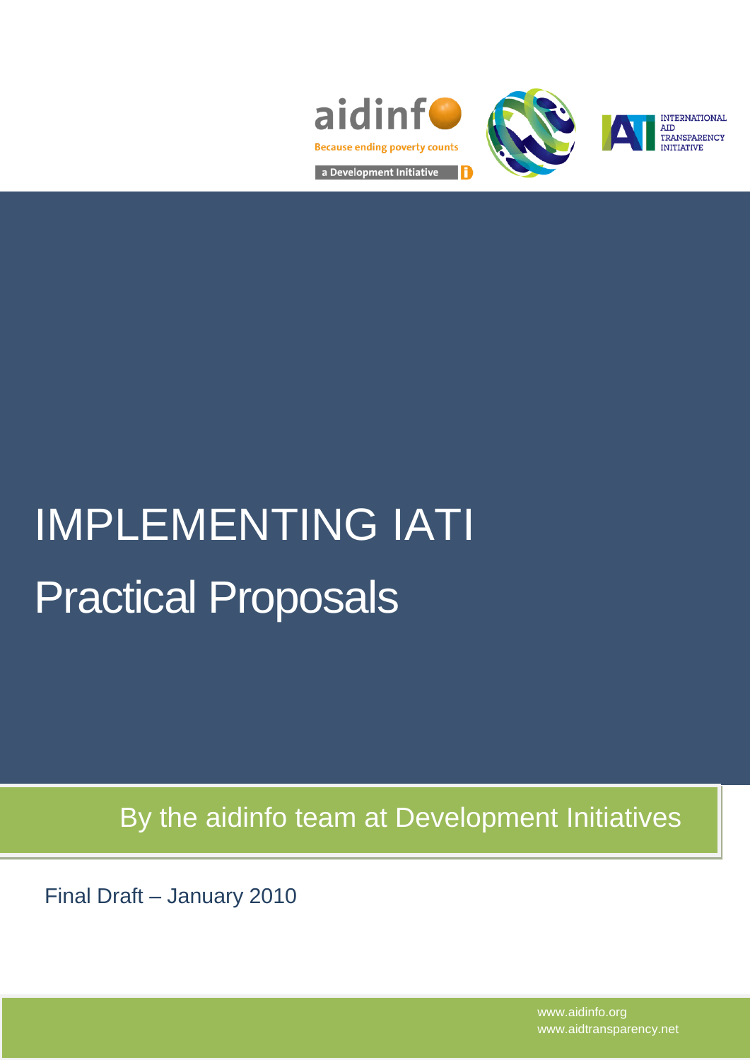aidinfo
Because ending poverty counts
a Development Initiative

INTERNATIONAL AID TRANSPARENCY INITIATIVE

# IMPLEMENTING IATI

## Practical Proposals

By the aidinfo team at Development Initiatives

Final Draft – January 2010

www.aidinfo.org
www.aidtransparency.net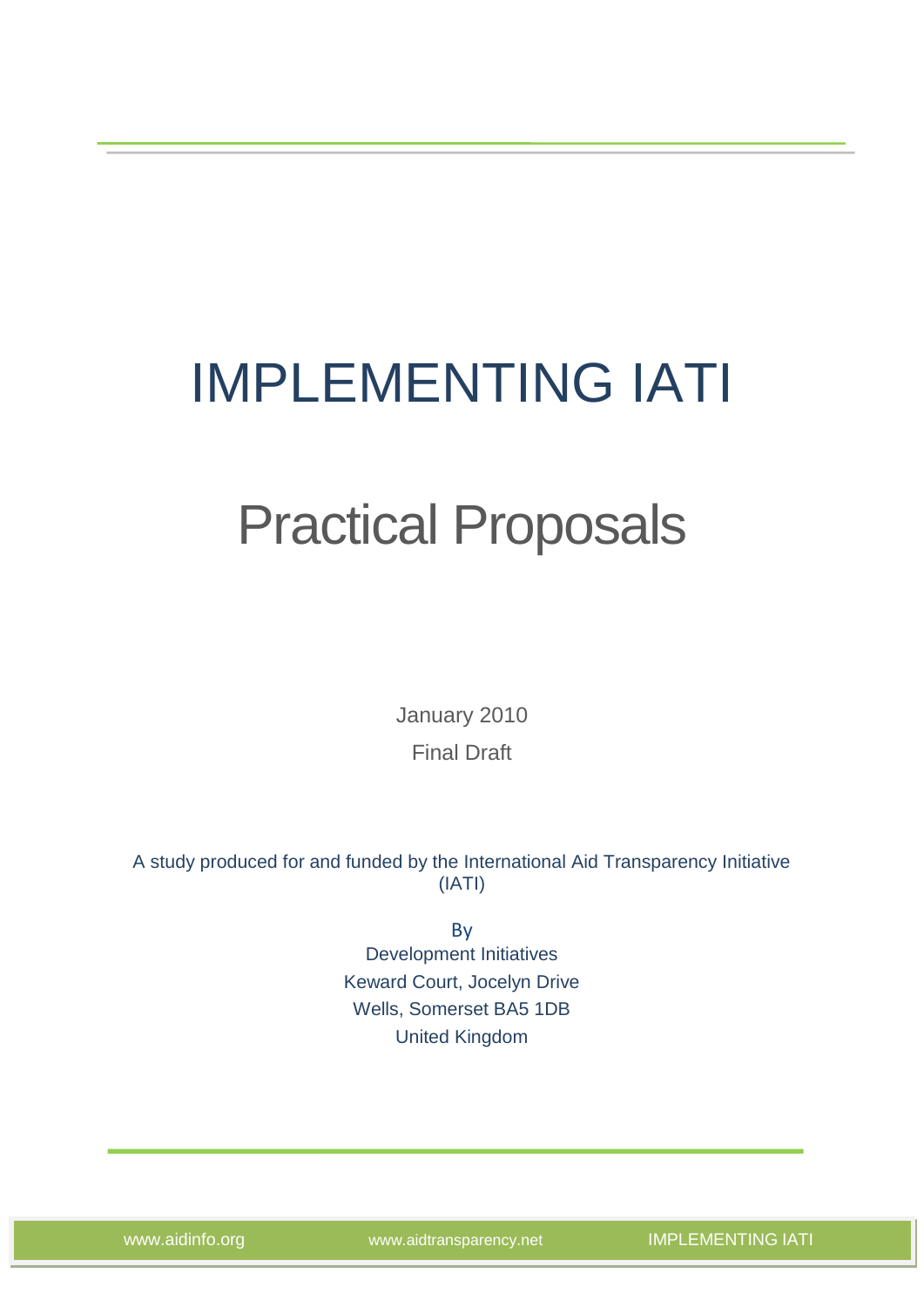# IMPLEMENTING IATI

# Practical Proposals

January 2010

Final Draft

A study produced for and funded by the International Aid Transparency Initiative (IATI)

By

Development Initiatives

Keward Court, Jocelyn Drive

Wells, Somerset BA5 1DB

United Kingdom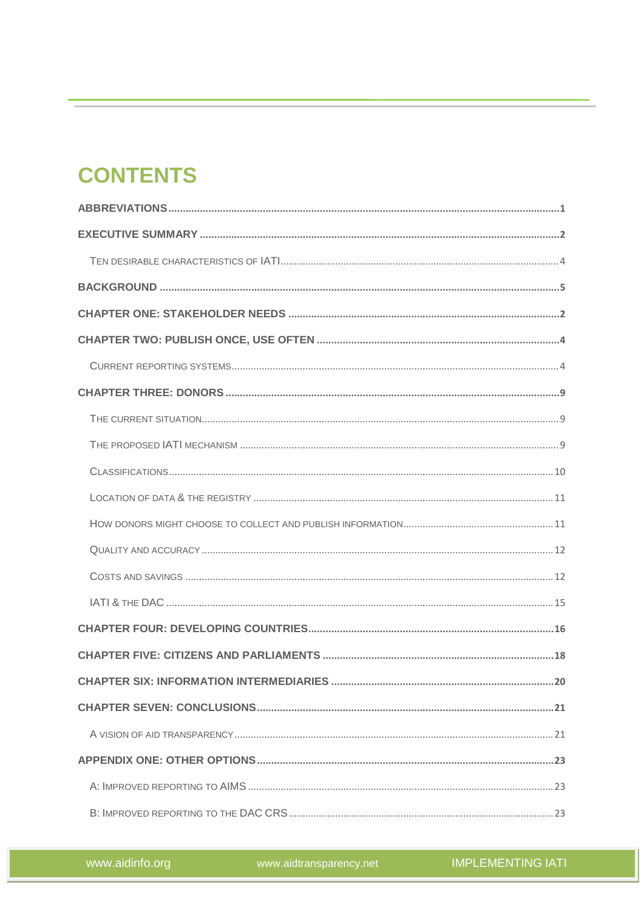# CONTENTS

**ABBREVIATIONS** .......... **1**

**EXECUTIVE SUMMARY** .......... **2**

TEN DESIRABLE CHARACTERISTICS OF IATI .......... 4

**BACKGROUND** .......... **5**

**CHAPTER ONE: STAKEHOLDER NEEDS** .......... **2**

**CHAPTER TWO: PUBLISH ONCE, USE OFTEN** .......... **4**

CURRENT REPORTING SYSTEMS .......... 4

**CHAPTER THREE: DONORS** .......... **9**

THE CURRENT SITUATION .......... 9

THE PROPOSED IATI MECHANISM .......... 9

CLASSIFICATIONS .......... 10

LOCATION OF DATA & THE REGISTRY .......... 11

HOW DONORS MIGHT CHOOSE TO COLLECT AND PUBLISH INFORMATION .......... 11

QUALITY AND ACCURACY .......... 12

COSTS AND SAVINGS .......... 12

IATI & THE DAC .......... 15

**CHAPTER FOUR: DEVELOPING COUNTRIES** .......... **16**

**CHAPTER FIVE: CITIZENS AND PARLIAMENTS** .......... **18**

**CHAPTER SIX: INFORMATION INTERMEDIARIES** .......... **20**

**CHAPTER SEVEN: CONCLUSIONS** .......... **21**

A VISION OF AID TRANSPARENCY .......... 21

**APPENDIX ONE: OTHER OPTIONS** .......... **23**

A: IMPROVED REPORTING TO AIMS .......... 23

B: IMPROVED REPORTING TO THE DAC CRS .......... 23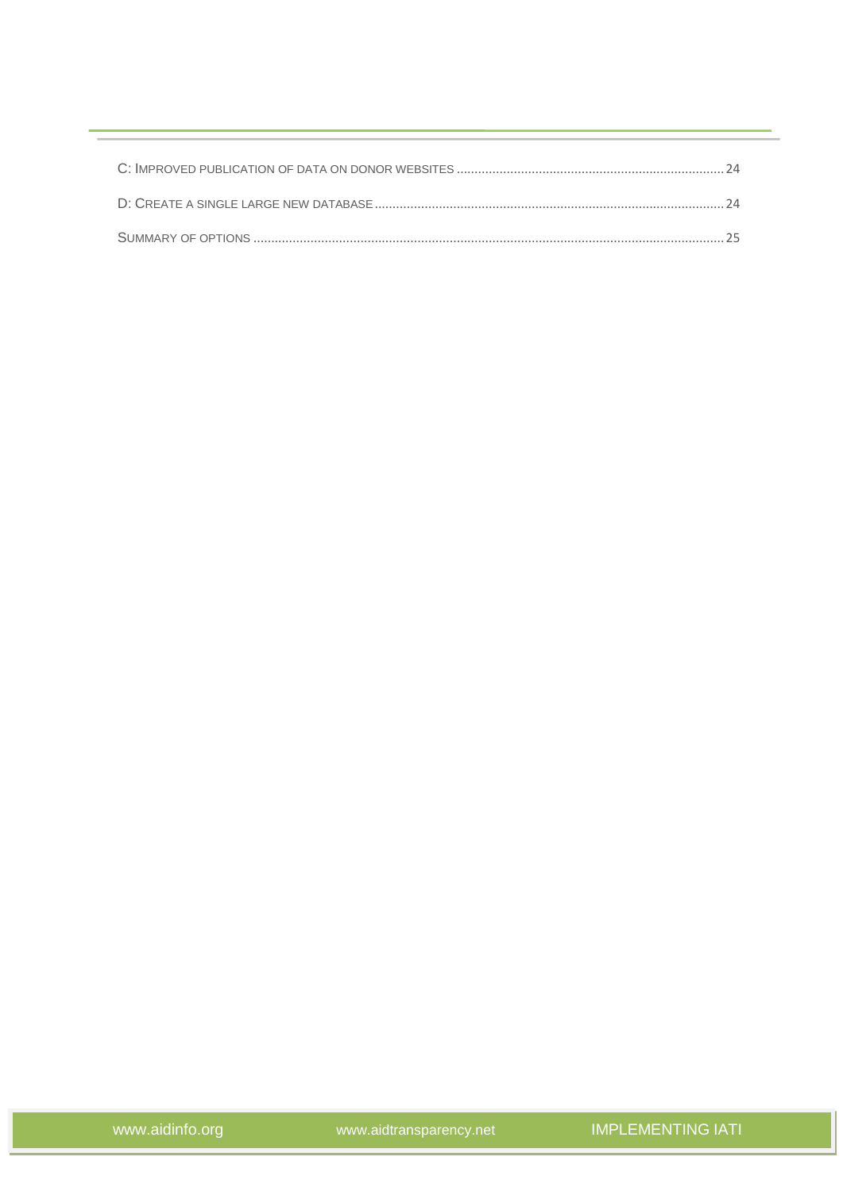C: Improved publication of data on donor websites .......... 24

D: Create a single large new database .......... 24

Summary of options .......... 25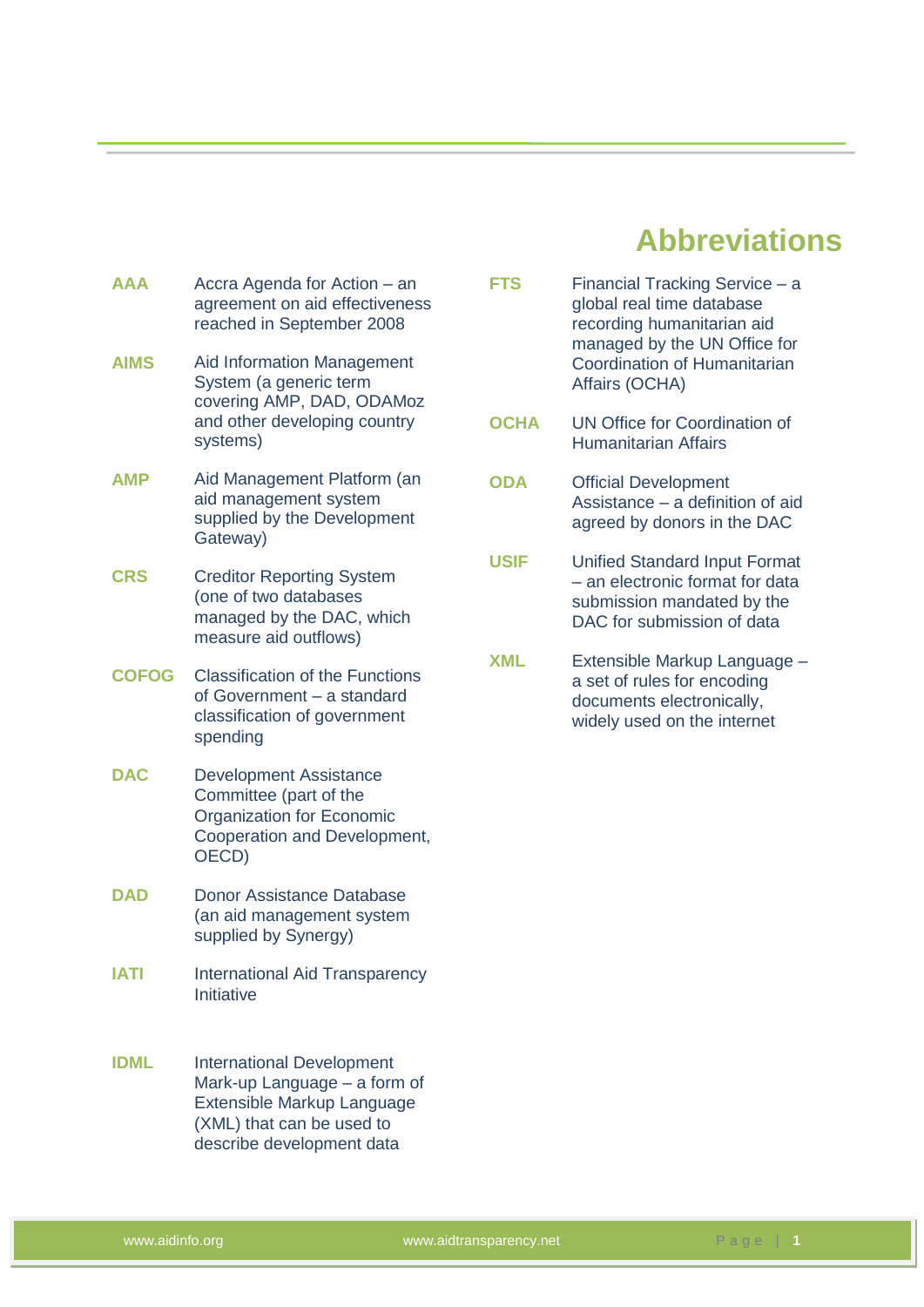# Abbreviations

**AAA** Accra Agenda for Action – an agreement on aid effectiveness reached in September 2008

**AIMS** Aid Information Management System (a generic term covering AMP, DAD, ODAMoz and other developing country systems)

**AMP** Aid Management Platform (an aid management system supplied by the Development Gateway)

**CRS** Creditor Reporting System (one of two databases managed by the DAC, which measure aid outflows)

**COFOG** Classification of the Functions of Government – a standard classification of government spending

**DAC** Development Assistance Committee (part of the Organization for Economic Cooperation and Development, OECD)

**DAD** Donor Assistance Database (an aid management system supplied by Synergy)

**IATI** International Aid Transparency Initiative

**IDML** International Development Mark-up Language – a form of Extensible Markup Language (XML) that can be used to describe development data

**FTS** Financial Tracking Service – a global real time database recording humanitarian aid managed by the UN Office for Coordination of Humanitarian Affairs (OCHA)

**OCHA** UN Office for Coordination of Humanitarian Affairs

**ODA** Official Development Assistance – a definition of aid agreed by donors in the DAC

**USIF** Unified Standard Input Format – an electronic format for data submission mandated by the DAC for submission of data

**XML** Extensible Markup Language – a set of rules for encoding documents electronically, widely used on the internet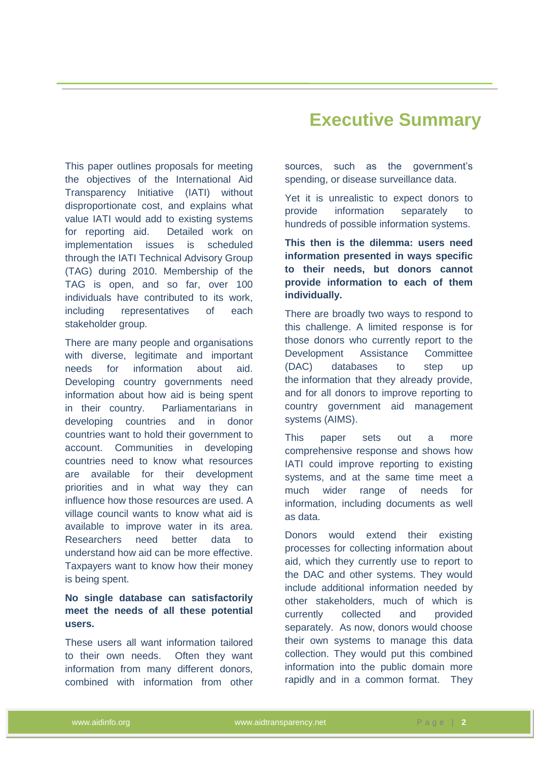# Executive Summary

This paper outlines proposals for meeting the objectives of the International Aid Transparency Initiative (IATI) without disproportionate cost, and explains what value IATI would add to existing systems for reporting aid. Detailed work on implementation issues is scheduled through the IATI Technical Advisory Group (TAG) during 2010. Membership of the TAG is open, and so far, over 100 individuals have contributed to its work, including representatives of each stakeholder group.

There are many people and organisations with diverse, legitimate and important needs for information about aid. Developing country governments need information about how aid is being spent in their country. Parliamentarians in developing countries and in donor countries want to hold their government to account. Communities in developing countries need to know what resources are available for their development priorities and in what way they can influence how those resources are used. A village council wants to know what aid is available to improve water in its area. Researchers need better data to understand how aid can be more effective. Taxpayers want to know how their money is being spent.

**No single database can satisfactorily meet the needs of all these potential users.**

These users all want information tailored to their own needs. Often they want information from many different donors, combined with information from other sources, such as the government's spending, or disease surveillance data.

Yet it is unrealistic to expect donors to provide information separately to hundreds of possible information systems.

**This then is the dilemma: users need information presented in ways specific to their needs, but donors cannot provide information to each of them individually.**

There are broadly two ways to respond to this challenge. A limited response is for those donors who currently report to the Development Assistance Committee (DAC) databases to step up the information that they already provide, and for all donors to improve reporting to country government aid management systems (AIMS).

This paper sets out a more comprehensive response and shows how IATI could improve reporting to existing systems, and at the same time meet a much wider range of needs for information, including documents as well as data.

Donors would extend their existing processes for collecting information about aid, which they currently use to report to the DAC and other systems. They would include additional information needed by other stakeholders, much of which is currently collected and provided separately. As now, donors would choose their own systems to manage this data collection. They would put this combined information into the public domain more rapidly and in a common format. They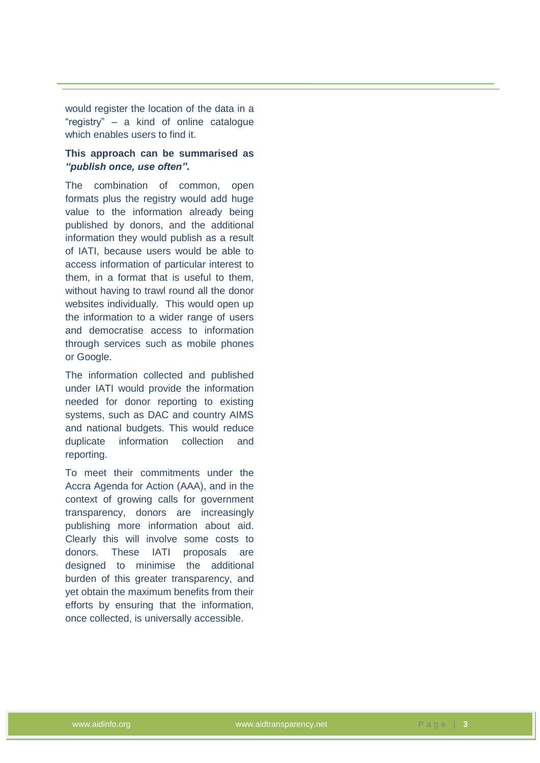would register the location of the data in a “registry” – a kind of online catalogue which enables users to find it.

**This approach can be summarised as *“publish once, use often”*.**

The combination of common, open formats plus the registry would add huge value to the information already being published by donors, and the additional information they would publish as a result of IATI, because users would be able to access information of particular interest to them, in a format that is useful to them, without having to trawl round all the donor websites individually. This would open up the information to a wider range of users and democratise access to information through services such as mobile phones or Google.

The information collected and published under IATI would provide the information needed for donor reporting to existing systems, such as DAC and country AIMS and national budgets. This would reduce duplicate information collection and reporting.

To meet their commitments under the Accra Agenda for Action (AAA), and in the context of growing calls for government transparency, donors are increasingly publishing more information about aid. Clearly this will involve some costs to donors. These IATI proposals are designed to minimise the additional burden of this greater transparency, and yet obtain the maximum benefits from their efforts by ensuring that the information, once collected, is universally accessible.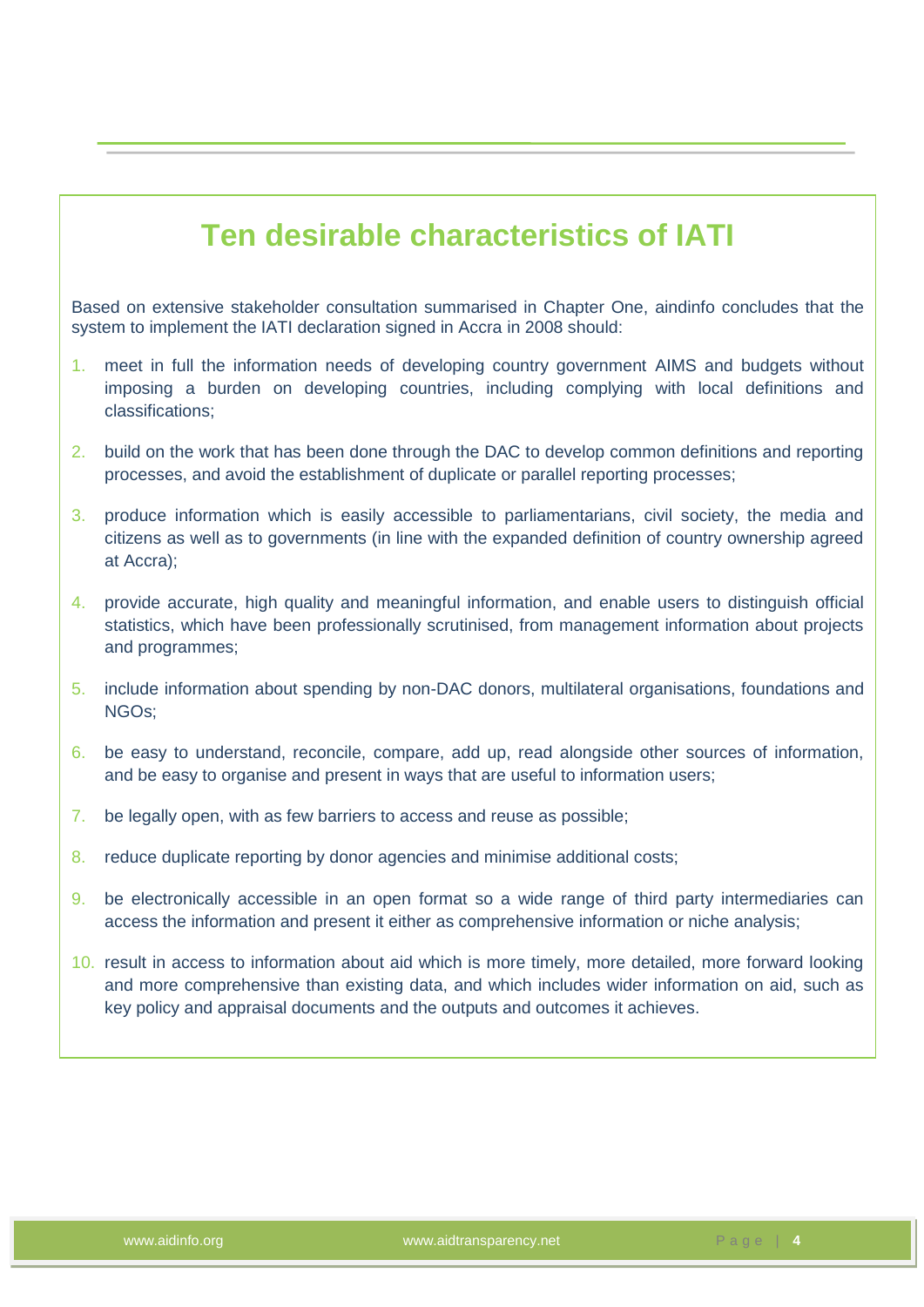## Ten desirable characteristics of IATI

Based on extensive stakeholder consultation summarised in Chapter One, aindinfo concludes that the system to implement the IATI declaration signed in Accra in 2008 should:

1. meet in full the information needs of developing country government AIMS and budgets without imposing a burden on developing countries, including complying with local definitions and classifications;
2. build on the work that has been done through the DAC to develop common definitions and reporting processes, and avoid the establishment of duplicate or parallel reporting processes;
3. produce information which is easily accessible to parliamentarians, civil society, the media and citizens as well as to governments (in line with the expanded definition of country ownership agreed at Accra);
4. provide accurate, high quality and meaningful information, and enable users to distinguish official statistics, which have been professionally scrutinised, from management information about projects and programmes;
5. include information about spending by non-DAC donors, multilateral organisations, foundations and NGOs;
6. be easy to understand, reconcile, compare, add up, read alongside other sources of information, and be easy to organise and present in ways that are useful to information users;
7. be legally open, with as few barriers to access and reuse as possible;
8. reduce duplicate reporting by donor agencies and minimise additional costs;
9. be electronically accessible in an open format so a wide range of third party intermediaries can access the information and present it either as comprehensive information or niche analysis;
10. result in access to information about aid which is more timely, more detailed, more forward looking and more comprehensive than existing data, and which includes wider information on aid, such as key policy and appraisal documents and the outputs and outcomes it achieves.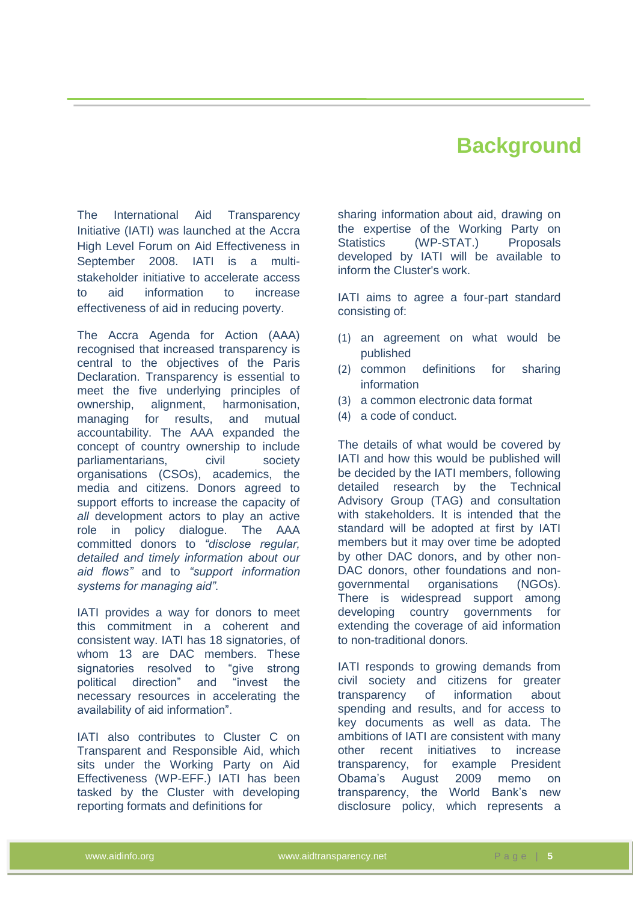# Background

The International Aid Transparency Initiative (IATI) was launched at the Accra High Level Forum on Aid Effectiveness in September 2008. IATI is a multi-stakeholder initiative to accelerate access to aid information to increase effectiveness of aid in reducing poverty.

The Accra Agenda for Action (AAA) recognised that increased transparency is central to the objectives of the Paris Declaration. Transparency is essential to meet the five underlying principles of ownership, alignment, harmonisation, managing for results, and mutual accountability. The AAA expanded the concept of country ownership to include parliamentarians, civil society organisations (CSOs), academics, the media and citizens. Donors agreed to support efforts to increase the capacity of *all* development actors to play an active role in policy dialogue. The AAA committed donors to *"disclose regular, detailed and timely information about our aid flows"* and to *"support information systems for managing aid"*.

IATI provides a way for donors to meet this commitment in a coherent and consistent way. IATI has 18 signatories, of whom 13 are DAC members. These signatories resolved to "give strong political direction" and "invest the necessary resources in accelerating the availability of aid information".

IATI also contributes to Cluster C on Transparent and Responsible Aid, which sits under the Working Party on Aid Effectiveness (WP-EFF.) IATI has been tasked by the Cluster with developing reporting formats and definitions for sharing information about aid, drawing on the expertise of the Working Party on Statistics (WP-STAT.) Proposals developed by IATI will be available to inform the Cluster's work.

IATI aims to agree a four-part standard consisting of:

(1) an agreement on what would be published
(2) common definitions for sharing information
(3) a common electronic data format
(4) a code of conduct.

The details of what would be covered by IATI and how this would be published will be decided by the IATI members, following detailed research by the Technical Advisory Group (TAG) and consultation with stakeholders. It is intended that the standard will be adopted at first by IATI members but it may over time be adopted by other DAC donors, and by other non-DAC donors, other foundations and non-governmental organisations (NGOs). There is widespread support among developing country governments for extending the coverage of aid information to non-traditional donors.

IATI responds to growing demands from civil society and citizens for greater transparency of information about spending and results, and for access to key documents as well as data. The ambitions of IATI are consistent with many other recent initiatives to increase transparency, for example President Obama's August 2009 memo on transparency, the World Bank's new disclosure policy, which represents a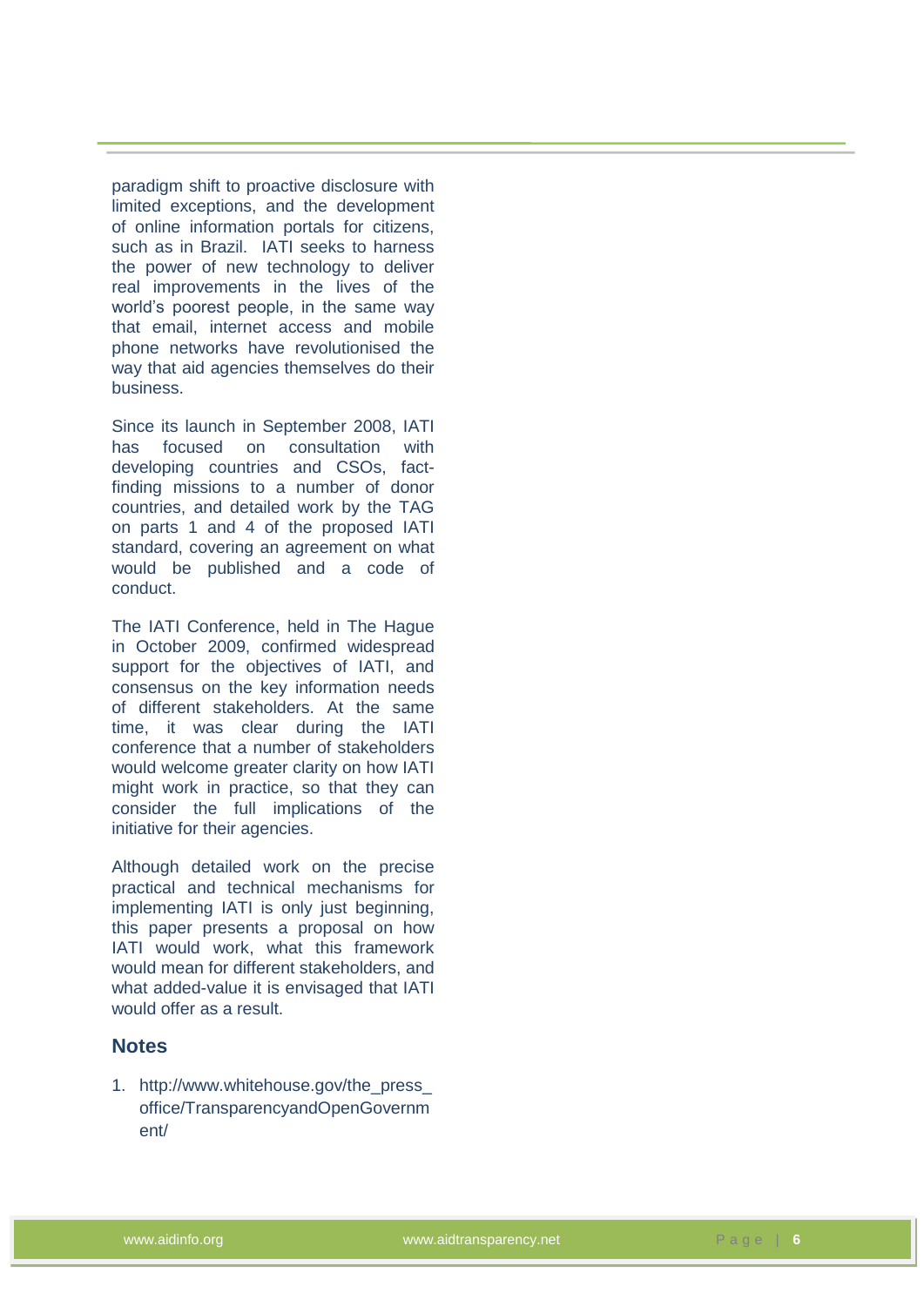paradigm shift to proactive disclosure with limited exceptions, and the development of online information portals for citizens, such as in Brazil. IATI seeks to harness the power of new technology to deliver real improvements in the lives of the world's poorest people, in the same way that email, internet access and mobile phone networks have revolutionised the way that aid agencies themselves do their business.

Since its launch in September 2008, IATI has focused on consultation with developing countries and CSOs, fact-finding missions to a number of donor countries, and detailed work by the TAG on parts 1 and 4 of the proposed IATI standard, covering an agreement on what would be published and a code of conduct.

The IATI Conference, held in The Hague in October 2009, confirmed widespread support for the objectives of IATI, and consensus on the key information needs of different stakeholders. At the same time, it was clear during the IATI conference that a number of stakeholders would welcome greater clarity on how IATI might work in practice, so that they can consider the full implications of the initiative for their agencies.

Although detailed work on the precise practical and technical mechanisms for implementing IATI is only just beginning, this paper presents a proposal on how IATI would work, what this framework would mean for different stakeholders, and what added-value it is envisaged that IATI would offer as a result.

## Notes

1. http://www.whitehouse.gov/the_press_office/TransparencyandOpenGovernment/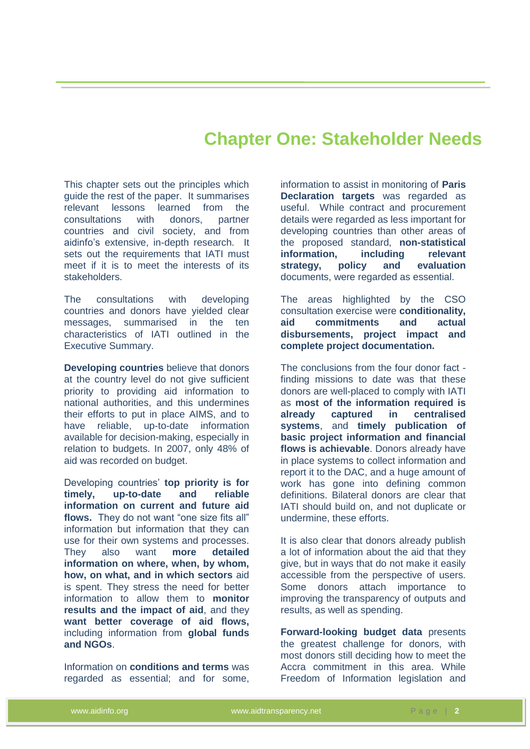# Chapter One: Stakeholder Needs

This chapter sets out the principles which guide the rest of the paper. It summarises relevant lessons learned from the consultations with donors, partner countries and civil society, and from aidinfo's extensive, in-depth research. It sets out the requirements that IATI must meet if it is to meet the interests of its stakeholders.

The consultations with developing countries and donors have yielded clear messages, summarised in the ten characteristics of IATI outlined in the Executive Summary.

**Developing countries** believe that donors at the country level do not give sufficient priority to providing aid information to national authorities, and this undermines their efforts to put in place AIMS, and to have reliable, up-to-date information available for decision-making, especially in relation to budgets. In 2007, only 48% of aid was recorded on budget.

Developing countries' **top priority is for timely, up-to-date and reliable information on current and future aid flows.** They do not want "one size fits all" information but information that they can use for their own systems and processes. They also want **more detailed information on where, when, by whom, how, on what, and in which sectors** aid is spent. They stress the need for better information to allow them to **monitor results and the impact of aid**, and they **want better coverage of aid flows,** including information from **global funds and NGOs**.

Information on **conditions and terms** was regarded as essential; and for some, information to assist in monitoring of **Paris Declaration targets** was regarded as useful. While contract and procurement details were regarded as less important for developing countries than other areas of the proposed standard, **non-statistical information, including relevant strategy, policy and evaluation** documents, were regarded as essential.

The areas highlighted by the CSO consultation exercise were **conditionality, aid commitments and actual disbursements, project impact and complete project documentation.**

The conclusions from the four donor fact - finding missions to date was that these donors are well-placed to comply with IATI as **most of the information required is already captured in centralised systems**, and **timely publication of basic project information and financial flows is achievable**. Donors already have in place systems to collect information and report it to the DAC, and a huge amount of work has gone into defining common definitions. Bilateral donors are clear that IATI should build on, and not duplicate or undermine, these efforts.

It is also clear that donors already publish a lot of information about the aid that they give, but in ways that do not make it easily accessible from the perspective of users. Some donors attach importance to improving the transparency of outputs and results, as well as spending.

**Forward-looking budget data** presents the greatest challenge for donors, with most donors still deciding how to meet the Accra commitment in this area. While Freedom of Information legislation and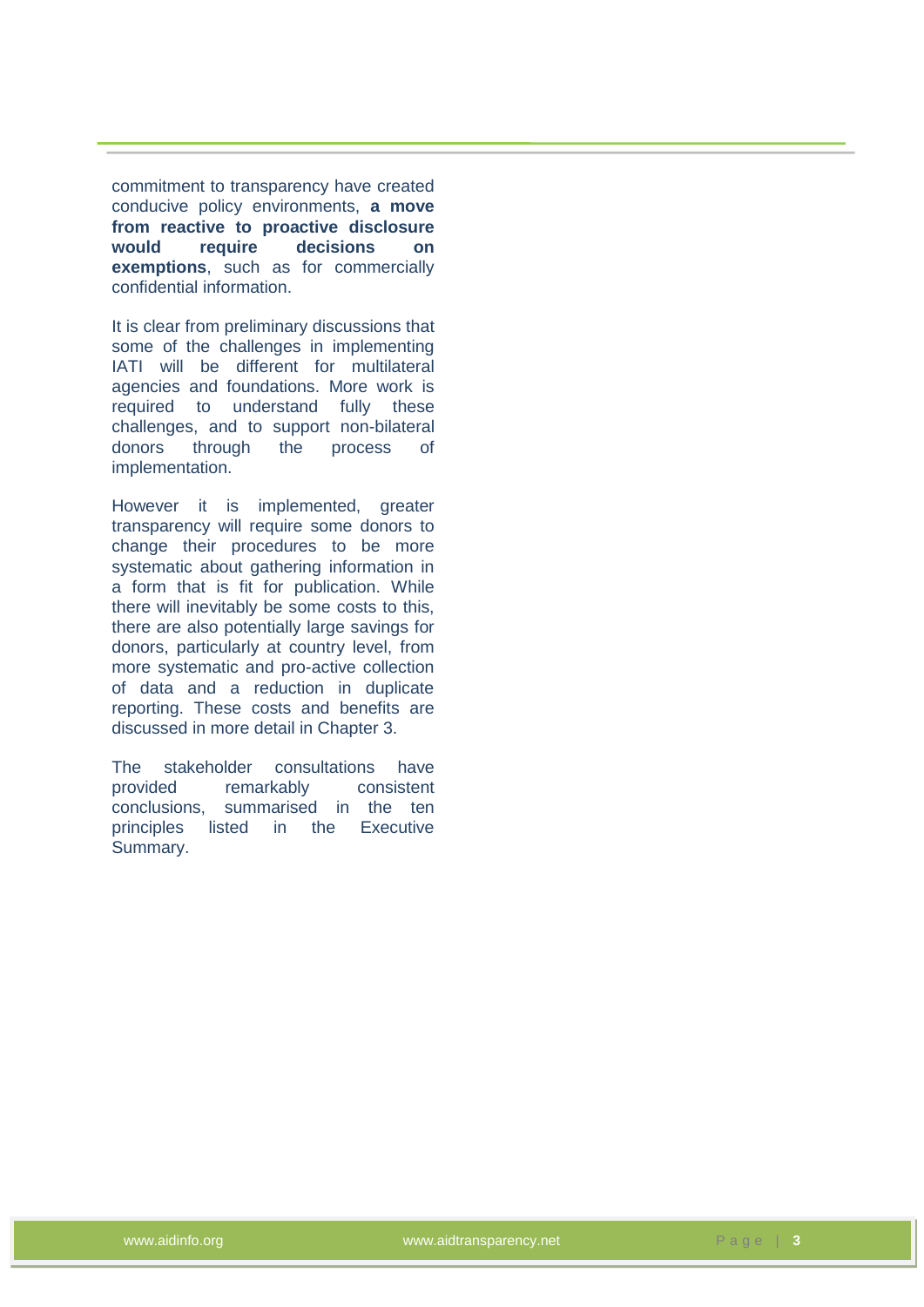commitment to transparency have created conducive policy environments, **a move from reactive to proactive disclosure would require decisions on exemptions**, such as for commercially confidential information.

It is clear from preliminary discussions that some of the challenges in implementing IATI will be different for multilateral agencies and foundations. More work is required to understand fully these challenges, and to support non-bilateral donors through the process of implementation.

However it is implemented, greater transparency will require some donors to change their procedures to be more systematic about gathering information in a form that is fit for publication. While there will inevitably be some costs to this, there are also potentially large savings for donors, particularly at country level, from more systematic and pro-active collection of data and a reduction in duplicate reporting. These costs and benefits are discussed in more detail in Chapter 3.

The stakeholder consultations have provided remarkably consistent conclusions, summarised in the ten principles listed in the Executive Summary.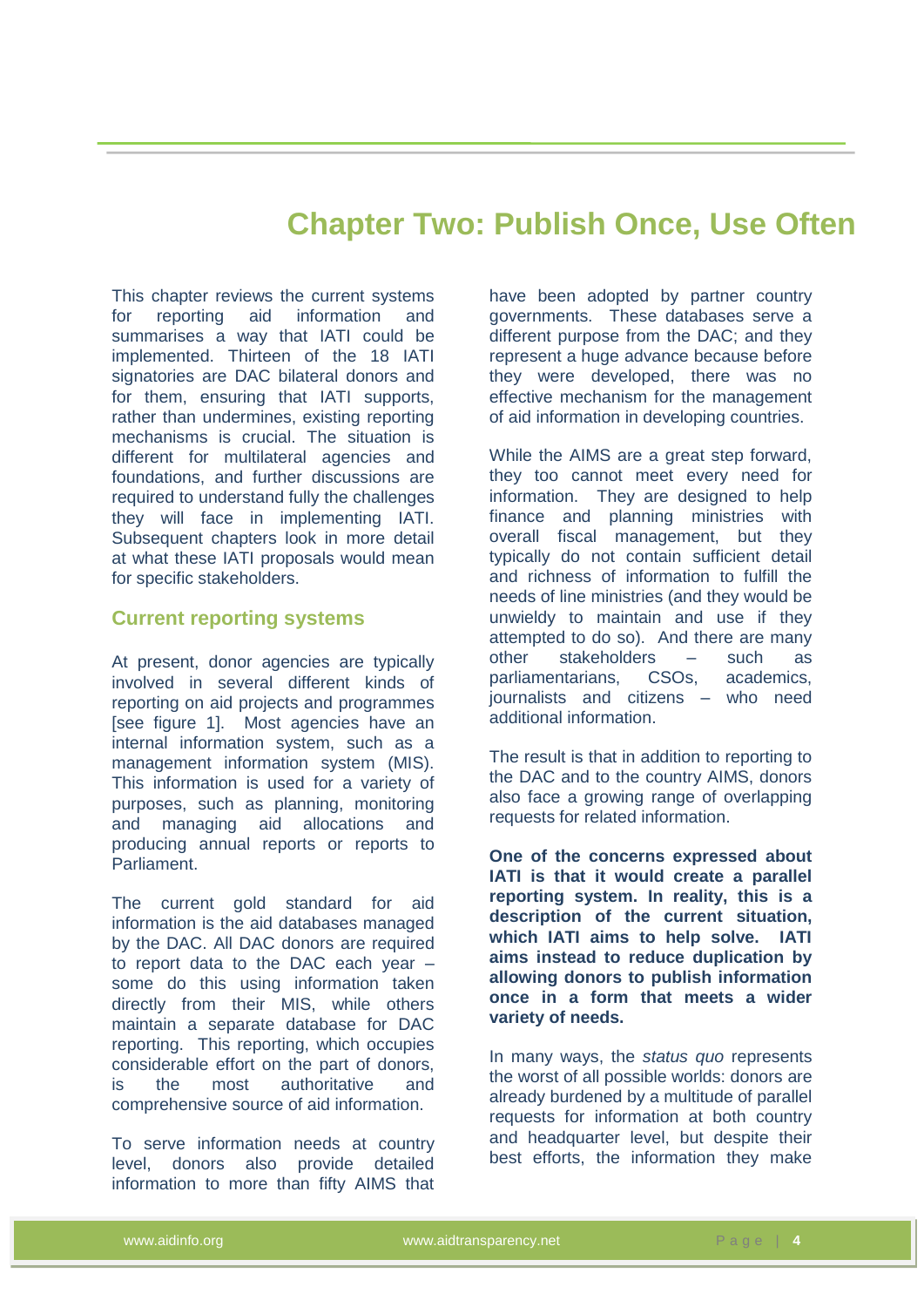# Chapter Two: Publish Once, Use Often

This chapter reviews the current systems for reporting aid information and summarises a way that IATI could be implemented. Thirteen of the 18 IATI signatories are DAC bilateral donors and for them, ensuring that IATI supports, rather than undermines, existing reporting mechanisms is crucial. The situation is different for multilateral agencies and foundations, and further discussions are required to understand fully the challenges they will face in implementing IATI. Subsequent chapters look in more detail at what these IATI proposals would mean for specific stakeholders.

## Current reporting systems

At present, donor agencies are typically involved in several different kinds of reporting on aid projects and programmes [see figure 1]. Most agencies have an internal information system, such as a management information system (MIS). This information is used for a variety of purposes, such as planning, monitoring and managing aid allocations and producing annual reports or reports to Parliament.

The current gold standard for aid information is the aid databases managed by the DAC. All DAC donors are required to report data to the DAC each year – some do this using information taken directly from their MIS, while others maintain a separate database for DAC reporting. This reporting, which occupies considerable effort on the part of donors, is the most authoritative and comprehensive source of aid information.

To serve information needs at country level, donors also provide detailed information to more than fifty AIMS that have been adopted by partner country governments. These databases serve a different purpose from the DAC; and they represent a huge advance because before they were developed, there was no effective mechanism for the management of aid information in developing countries.

While the AIMS are a great step forward, they too cannot meet every need for information. They are designed to help finance and planning ministries with overall fiscal management, but they typically do not contain sufficient detail and richness of information to fulfill the needs of line ministries (and they would be unwieldy to maintain and use if they attempted to do so). And there are many other stakeholders – such as parliamentarians, CSOs, academics, journalists and citizens – who need additional information.

The result is that in addition to reporting to the DAC and to the country AIMS, donors also face a growing range of overlapping requests for related information.

**One of the concerns expressed about IATI is that it would create a parallel reporting system. In reality, this is a description of the current situation, which IATI aims to help solve. IATI aims instead to reduce duplication by allowing donors to publish information once in a form that meets a wider variety of needs.**

In many ways, the *status quo* represents the worst of all possible worlds: donors are already burdened by a multitude of parallel requests for information at both country and headquarter level, but despite their best efforts, the information they make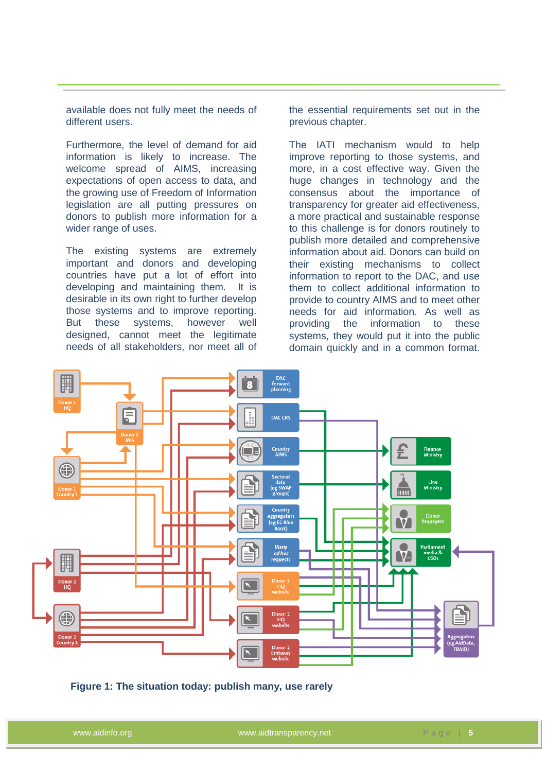available does not fully meet the needs of different users.

Furthermore, the level of demand for aid information is likely to increase. The welcome spread of AIMS, increasing expectations of open access to data, and the growing use of Freedom of Information legislation are all putting pressures on donors to publish more information for a wider range of uses.

The existing systems are extremely important and donors and developing countries have put a lot of effort into developing and maintaining them. It is desirable in its own right to further develop those systems and to improve reporting. But these systems, however well designed, cannot meet the legitimate needs of all stakeholders, nor meet all of the essential requirements set out in the previous chapter.

The IATI mechanism would to help improve reporting to those systems, and more, in a cost effective way. Given the huge changes in technology and the consensus about the importance of transparency for greater aid effectiveness, a more practical and sustainable response to this challenge is for donors routinely to publish more detailed and comprehensive information about aid. Donors can build on their existing mechanisms to collect information to report to the DAC, and use them to collect additional information to provide to country AIMS and to meet other needs for aid information. As well as providing the information to these systems, they would put it into the public domain quickly and in a common format.

**Figure 1: The situation today: publish many, use rarely**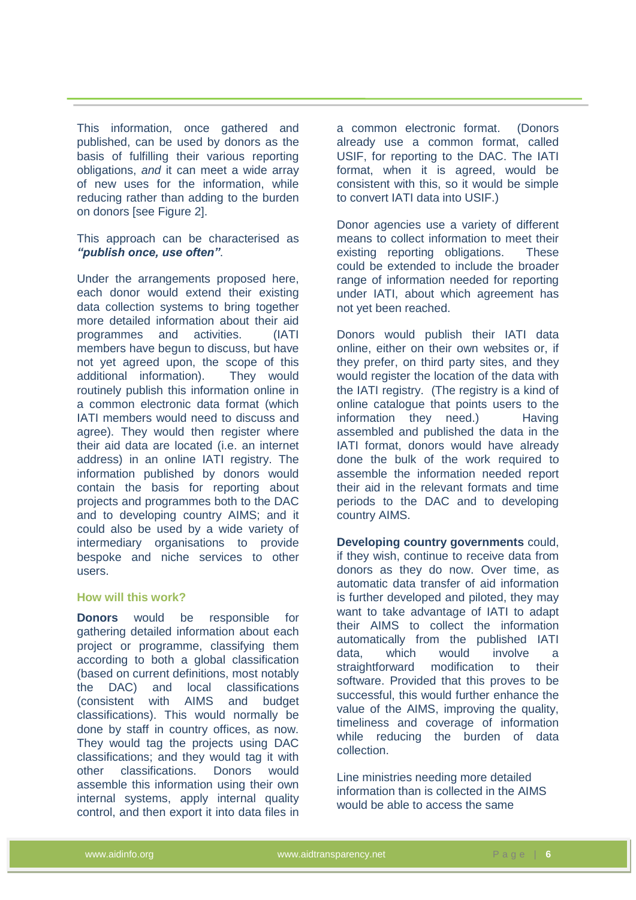This information, once gathered and published, can be used by donors as the basis of fulfilling their various reporting obligations, *and* it can meet a wide array of new uses for the information, while reducing rather than adding to the burden on donors [see Figure 2].

This approach can be characterised as ***"publish once, use often"***.

Under the arrangements proposed here, each donor would extend their existing data collection systems to bring together more detailed information about their aid programmes and activities. (IATI members have begun to discuss, but have not yet agreed upon, the scope of this additional information). They would routinely publish this information online in a common electronic data format (which IATI members would need to discuss and agree). They would then register where their aid data are located (i.e. an internet address) in an online IATI registry. The information published by donors would contain the basis for reporting about projects and programmes both to the DAC and to developing country AIMS; and it could also be used by a wide variety of intermediary organisations to provide bespoke and niche services to other users.

### How will this work?

**Donors** would be responsible for gathering detailed information about each project or programme, classifying them according to both a global classification (based on current definitions, most notably the DAC) and local classifications (consistent with AIMS and budget classifications). This would normally be done by staff in country offices, as now. They would tag the projects using DAC classifications; and they would tag it with other classifications. Donors would assemble this information using their own internal systems, apply internal quality control, and then export it into data files in a common electronic format. (Donors already use a common format, called USIF, for reporting to the DAC. The IATI format, when it is agreed, would be consistent with this, so it would be simple to convert IATI data into USIF.)

Donor agencies use a variety of different means to collect information to meet their existing reporting obligations. These could be extended to include the broader range of information needed for reporting under IATI, about which agreement has not yet been reached.

Donors would publish their IATI data online, either on their own websites or, if they prefer, on third party sites, and they would register the location of the data with the IATI registry. (The registry is a kind of online catalogue that points users to the information they need.) Having assembled and published the data in the IATI format, donors would have already done the bulk of the work required to assemble the information needed report their aid in the relevant formats and time periods to the DAC and to developing country AIMS.

**Developing country governments** could, if they wish, continue to receive data from donors as they do now. Over time, as automatic data transfer of aid information is further developed and piloted, they may want to take advantage of IATI to adapt their AIMS to collect the information automatically from the published IATI data, which would involve a straightforward modification to their software. Provided that this proves to be successful, this would further enhance the value of the AIMS, improving the quality, timeliness and coverage of information while reducing the burden of data collection.

Line ministries needing more detailed information than is collected in the AIMS would be able to access the same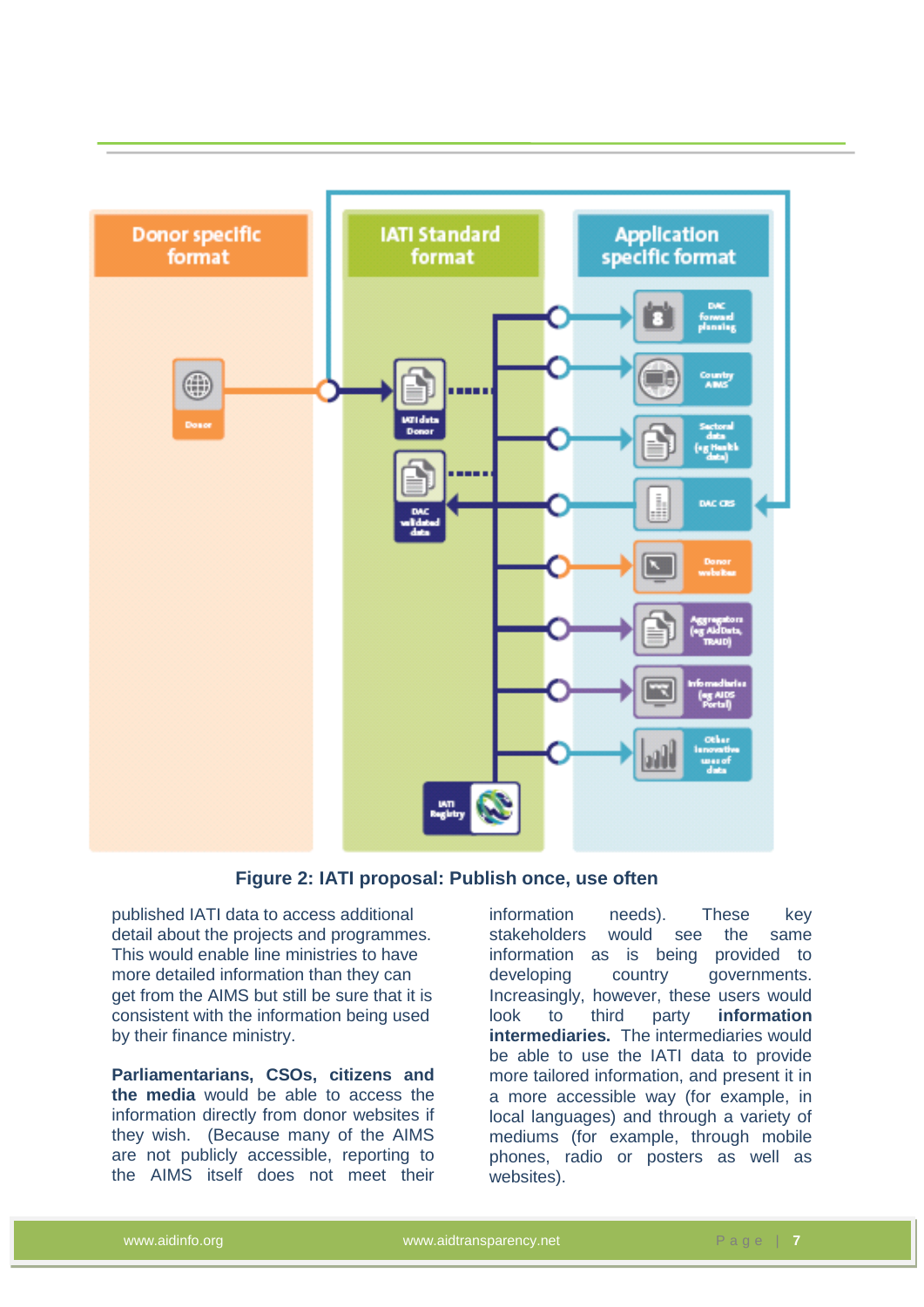**Figure 2: IATI proposal: Publish once, use often**

published IATI data to access additional detail about the projects and programmes. This would enable line ministries to have more detailed information than they can get from the AIMS but still be sure that it is consistent with the information being used by their finance ministry.

**Parliamentarians, CSOs, citizens and the media** would be able to access the information directly from donor websites if they wish. (Because many of the AIMS are not publicly accessible, reporting to the AIMS itself does not meet their information needs). These key stakeholders would see the same information as is being provided to developing country governments. Increasingly, however, these users would look to third party **information intermediaries.** The intermediaries would be able to use the IATI data to provide more tailored information, and present it in a more accessible way (for example, in local languages) and through a variety of mediums (for example, through mobile phones, radio or posters as well as websites).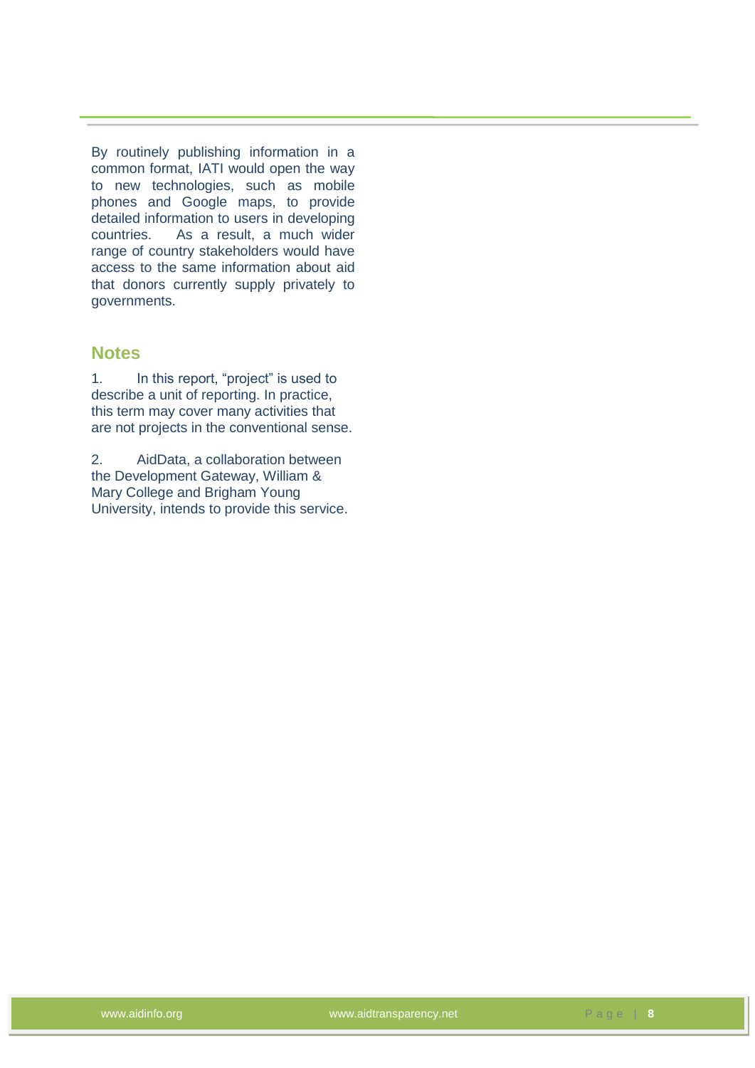By routinely publishing information in a common format, IATI would open the way to new technologies, such as mobile phones and Google maps, to provide detailed information to users in developing countries. As a result, a much wider range of country stakeholders would have access to the same information about aid that donors currently supply privately to governments.

## Notes

1. In this report, "project" is used to describe a unit of reporting. In practice, this term may cover many activities that are not projects in the conventional sense.

2. AidData, a collaboration between the Development Gateway, William & Mary College and Brigham Young University, intends to provide this service.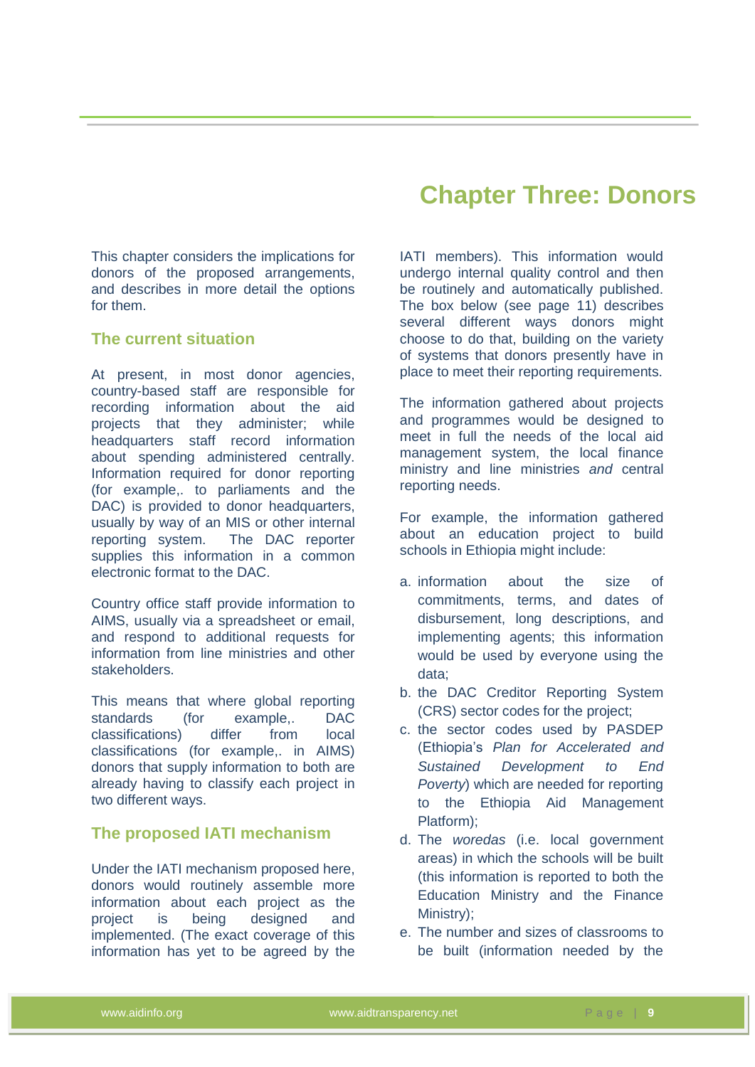# Chapter Three: Donors

This chapter considers the implications for donors of the proposed arrangements, and describes in more detail the options for them.

## The current situation

At present, in most donor agencies, country-based staff are responsible for recording information about the aid projects that they administer; while headquarters staff record information about spending administered centrally. Information required for donor reporting (for example,. to parliaments and the DAC) is provided to donor headquarters, usually by way of an MIS or other internal reporting system. The DAC reporter supplies this information in a common electronic format to the DAC.

Country office staff provide information to AIMS, usually via a spreadsheet or email, and respond to additional requests for information from line ministries and other stakeholders.

This means that where global reporting standards (for example,. DAC classifications) differ from local classifications (for example,. in AIMS) donors that supply information to both are already having to classify each project in two different ways.

## The proposed IATI mechanism

Under the IATI mechanism proposed here, donors would routinely assemble more information about each project as the project is being designed and implemented. (The exact coverage of this information has yet to be agreed by the IATI members). This information would undergo internal quality control and then be routinely and automatically published. The box below (see page 11) describes several different ways donors might choose to do that, building on the variety of systems that donors presently have in place to meet their reporting requirements.

The information gathered about projects and programmes would be designed to meet in full the needs of the local aid management system, the local finance ministry and line ministries *and* central reporting needs.

For example, the information gathered about an education project to build schools in Ethiopia might include:

a. information about the size of commitments, terms, and dates of disbursement, long descriptions, and implementing agents; this information would be used by everyone using the data;
b. the DAC Creditor Reporting System (CRS) sector codes for the project;
c. the sector codes used by PASDEP (Ethiopia's *Plan for Accelerated and Sustained Development to End Poverty*) which are needed for reporting to the Ethiopia Aid Management Platform);
d. The *woredas* (i.e. local government areas) in which the schools will be built (this information is reported to both the Education Ministry and the Finance Ministry);
e. The number and sizes of classrooms to be built (information needed by the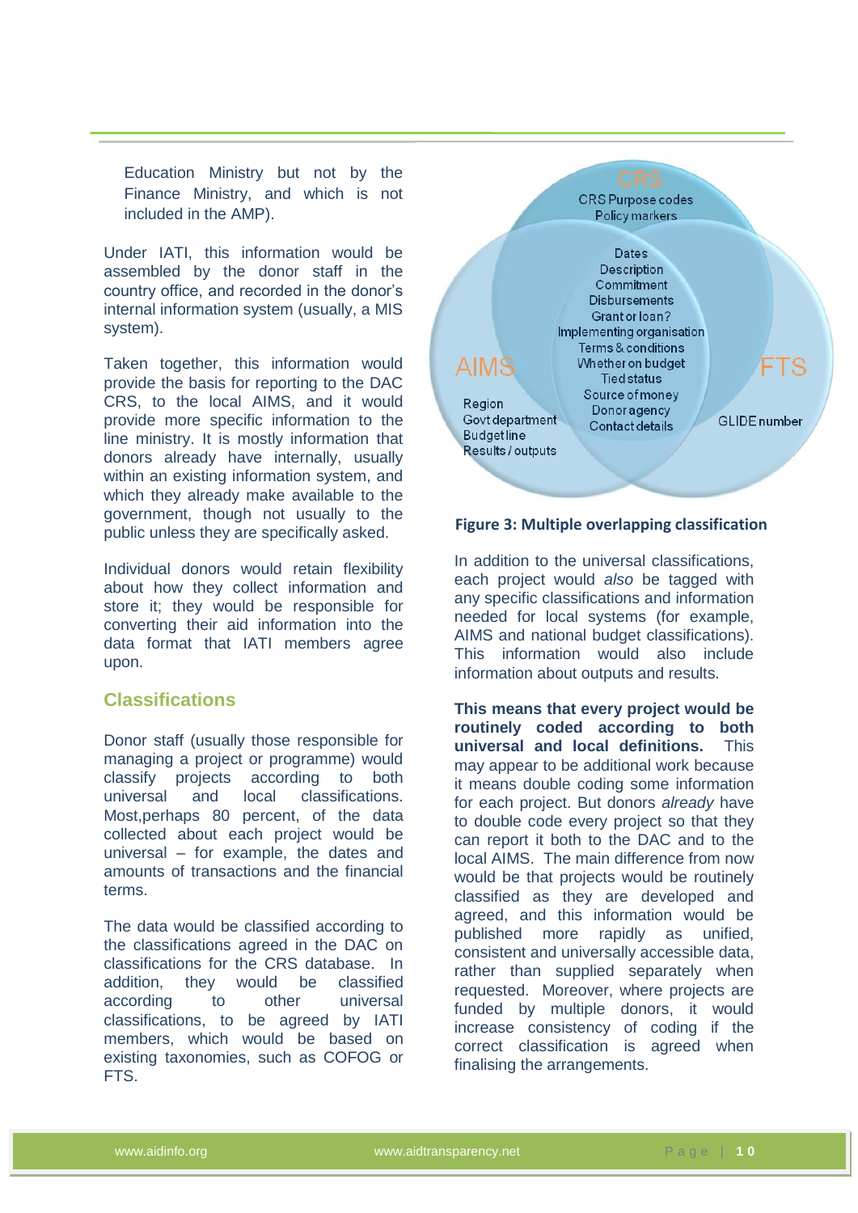Education Ministry but not by the Finance Ministry, and which is not included in the AMP).

Under IATI, this information would be assembled by the donor staff in the country office, and recorded in the donor's internal information system (usually, a MIS system).

Taken together, this information would provide the basis for reporting to the DAC CRS, to the local AIMS, and it would provide more specific information to the line ministry. It is mostly information that donors already have internally, usually within an existing information system, and which they already make available to the government, though not usually to the public unless they are specifically asked.

Individual donors would retain flexibility about how they collect information and store it; they would be responsible for converting their aid information into the data format that IATI members agree upon.

## Classifications

Donor staff (usually those responsible for managing a project or programme) would classify projects according to both universal and local classifications. Most,perhaps 80 percent, of the data collected about each project would be universal – for example, the dates and amounts of transactions and the financial terms.

The data would be classified according to the classifications agreed in the DAC on classifications for the CRS database. In addition, they would be classified according to other universal classifications, to be agreed by IATI members, which would be based on existing taxonomies, such as COFOG or FTS.

CRS
CRS Purpose codes
Policy markers

Dates
Description
Commitment
Disbursements
Grant or loan?
Implementing organisation
Terms & conditions
Whether on budget
Tied status
Source of money
Donor agency
Contact details

AIMS
Region
Govt department
Budget line
Results / outputs

FTS
GLIDE number

**Figure 3: Multiple overlapping classification**

In addition to the universal classifications, each project would *also* be tagged with any specific classifications and information needed for local systems (for example, AIMS and national budget classifications). This information would also include information about outputs and results.

**This means that every project would be routinely coded according to both universal and local definitions.** This may appear to be additional work because it means double coding some information for each project. But donors *already* have to double code every project so that they can report it both to the DAC and to the local AIMS. The main difference from now would be that projects would be routinely classified as they are developed and agreed, and this information would be published more rapidly as unified, consistent and universally accessible data, rather than supplied separately when requested. Moreover, where projects are funded by multiple donors, it would increase consistency of coding if the correct classification is agreed when finalising the arrangements.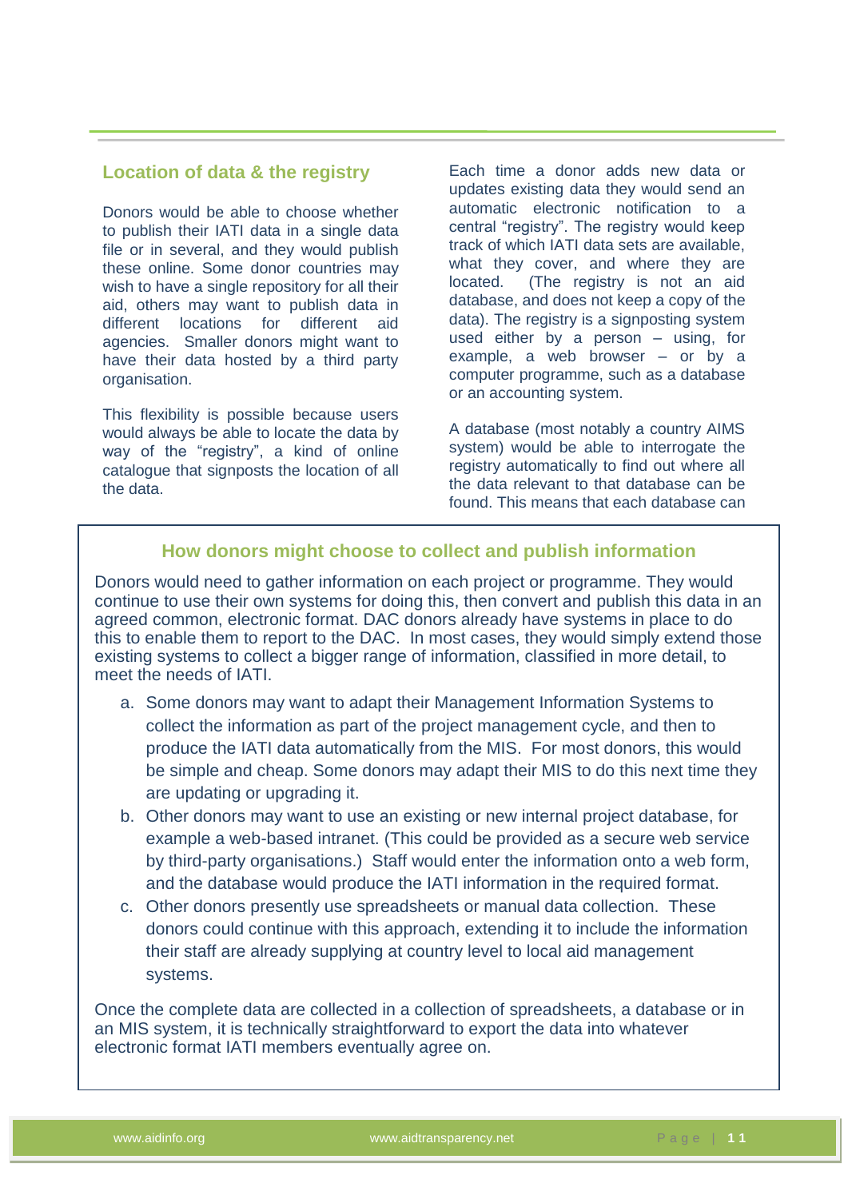## Location of data & the registry

Donors would be able to choose whether to publish their IATI data in a single data file or in several, and they would publish these online. Some donor countries may wish to have a single repository for all their aid, others may want to publish data in different locations for different aid agencies. Smaller donors might want to have their data hosted by a third party organisation.

This flexibility is possible because users would always be able to locate the data by way of the "registry", a kind of online catalogue that signposts the location of all the data.

Each time a donor adds new data or updates existing data they would send an automatic electronic notification to a central "registry". The registry would keep track of which IATI data sets are available, what they cover, and where they are located. (The registry is not an aid database, and does not keep a copy of the data). The registry is a signposting system used either by a person – using, for example, a web browser – or by a computer programme, such as a database or an accounting system.

A database (most notably a country AIMS system) would be able to interrogate the registry automatically to find out where all the data relevant to that database can be found. This means that each database can

### How donors might choose to collect and publish information

Donors would need to gather information on each project or programme. They would continue to use their own systems for doing this, then convert and publish this data in an agreed common, electronic format. DAC donors already have systems in place to do this to enable them to report to the DAC. In most cases, they would simply extend those existing systems to collect a bigger range of information, classified in more detail, to meet the needs of IATI.

a. Some donors may want to adapt their Management Information Systems to collect the information as part of the project management cycle, and then to produce the IATI data automatically from the MIS. For most donors, this would be simple and cheap. Some donors may adapt their MIS to do this next time they are updating or upgrading it.
b. Other donors may want to use an existing or new internal project database, for example a web-based intranet. (This could be provided as a secure web service by third-party organisations.) Staff would enter the information onto a web form, and the database would produce the IATI information in the required format.
c. Other donors presently use spreadsheets or manual data collection. These donors could continue with this approach, extending it to include the information their staff are already supplying at country level to local aid management systems.

Once the complete data are collected in a collection of spreadsheets, a database or in an MIS system, it is technically straightforward to export the data into whatever electronic format IATI members eventually agree on.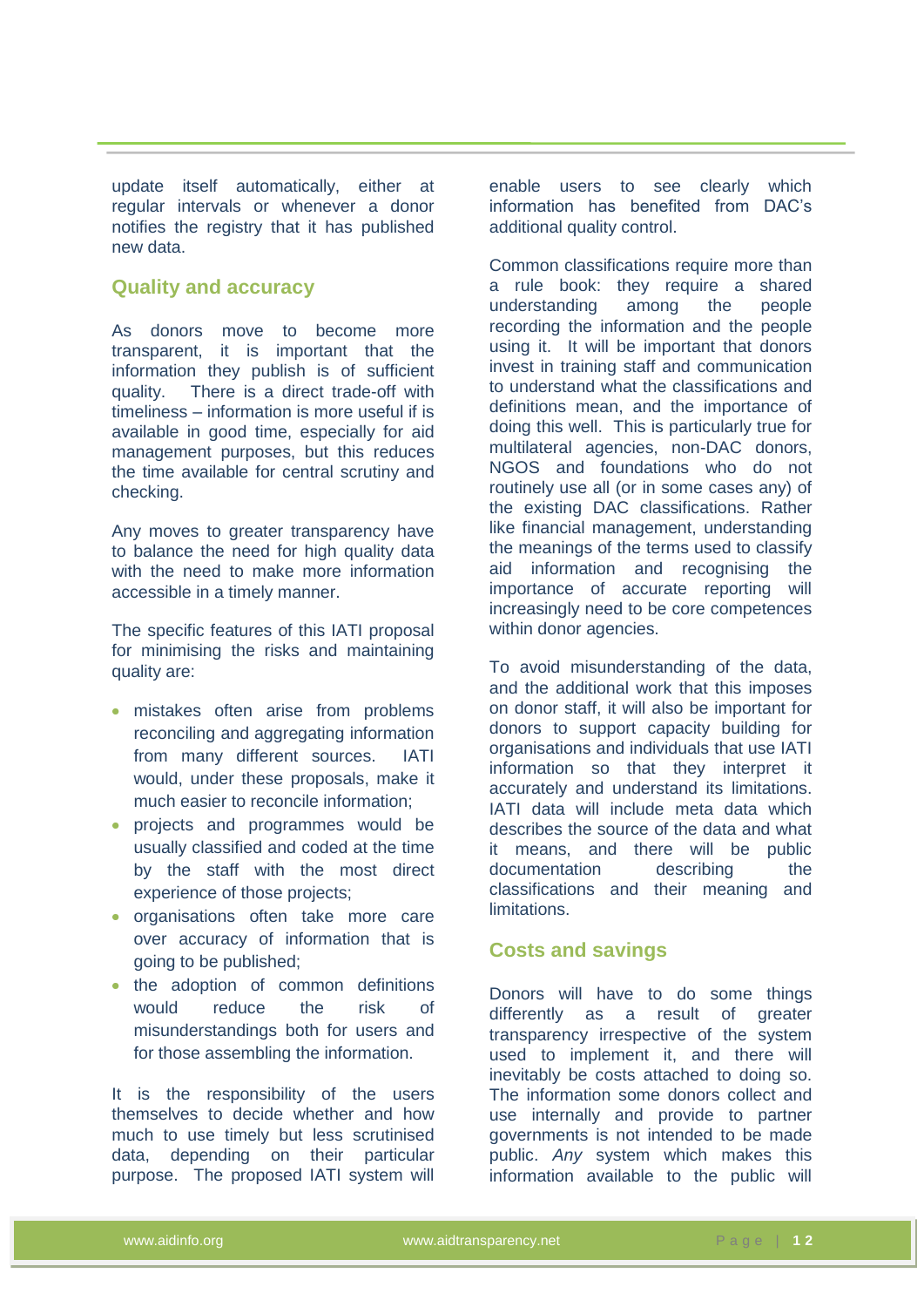update itself automatically, either at regular intervals or whenever a donor notifies the registry that it has published new data.

## Quality and accuracy

As donors move to become more transparent, it is important that the information they publish is of sufficient quality. There is a direct trade-off with timeliness – information is more useful if is available in good time, especially for aid management purposes, but this reduces the time available for central scrutiny and checking.

Any moves to greater transparency have to balance the need for high quality data with the need to make more information accessible in a timely manner.

The specific features of this IATI proposal for minimising the risks and maintaining quality are:

- mistakes often arise from problems reconciling and aggregating information from many different sources. IATI would, under these proposals, make it much easier to reconcile information;
- projects and programmes would be usually classified and coded at the time by the staff with the most direct experience of those projects;
- organisations often take more care over accuracy of information that is going to be published;
- the adoption of common definitions would reduce the risk of misunderstandings both for users and for those assembling the information.

It is the responsibility of the users themselves to decide whether and how much to use timely but less scrutinised data, depending on their particular purpose. The proposed IATI system will enable users to see clearly which information has benefited from DAC's additional quality control.

Common classifications require more than a rule book: they require a shared understanding among the people recording the information and the people using it. It will be important that donors invest in training staff and communication to understand what the classifications and definitions mean, and the importance of doing this well. This is particularly true for multilateral agencies, non-DAC donors, NGOS and foundations who do not routinely use all (or in some cases any) of the existing DAC classifications. Rather like financial management, understanding the meanings of the terms used to classify aid information and recognising the importance of accurate reporting will increasingly need to be core competences within donor agencies.

To avoid misunderstanding of the data, and the additional work that this imposes on donor staff, it will also be important for donors to support capacity building for organisations and individuals that use IATI information so that they interpret it accurately and understand its limitations. IATI data will include meta data which describes the source of the data and what it means, and there will be public documentation describing the classifications and their meaning and limitations.

## Costs and savings

Donors will have to do some things differently as a result of greater transparency irrespective of the system used to implement it, and there will inevitably be costs attached to doing so. The information some donors collect and use internally and provide to partner governments is not intended to be made public. *Any* system which makes this information available to the public will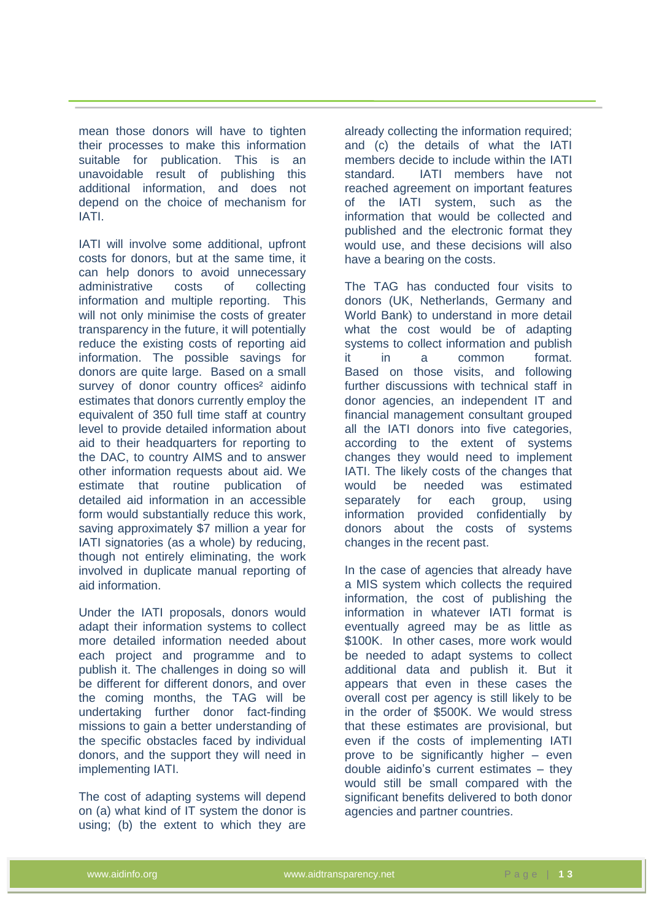mean those donors will have to tighten their processes to make this information suitable for publication. This is an unavoidable result of publishing this additional information, and does not depend on the choice of mechanism for IATI.

IATI will involve some additional, upfront costs for donors, but at the same time, it can help donors to avoid unnecessary administrative costs of collecting information and multiple reporting. This will not only minimise the costs of greater transparency in the future, it will potentially reduce the existing costs of reporting aid information. The possible savings for donors are quite large. Based on a small survey of donor country offices[2] aidinfo estimates that donors currently employ the equivalent of 350 full time staff at country level to provide detailed information about aid to their headquarters for reporting to the DAC, to country AIMS and to answer other information requests about aid. We estimate that routine publication of detailed aid information in an accessible form would substantially reduce this work, saving approximately $7 million a year for IATI signatories (as a whole) by reducing, though not entirely eliminating, the work involved in duplicate manual reporting of aid information.

Under the IATI proposals, donors would adapt their information systems to collect more detailed information needed about each project and programme and to publish it. The challenges in doing so will be different for different donors, and over the coming months, the TAG will be undertaking further donor fact-finding missions to gain a better understanding of the specific obstacles faced by individual donors, and the support they will need in implementing IATI.

The cost of adapting systems will depend on (a) what kind of IT system the donor is using; (b) the extent to which they are already collecting the information required; and (c) the details of what the IATI members decide to include within the IATI standard. IATI members have not reached agreement on important features of the IATI system, such as the information that would be collected and published and the electronic format they would use, and these decisions will also have a bearing on the costs.

The TAG has conducted four visits to donors (UK, Netherlands, Germany and World Bank) to understand in more detail what the cost would be of adapting systems to collect information and publish it in a common format. Based on those visits, and following further discussions with technical staff in donor agencies, an independent IT and financial management consultant grouped all the IATI donors into five categories, according to the extent of systems changes they would need to implement IATI. The likely costs of the changes that would be needed was estimated separately for each group, using information provided confidentially by donors about the costs of systems changes in the recent past.

In the case of agencies that already have a MIS system which collects the required information, the cost of publishing the information in whatever IATI format is eventually agreed may be as little as $100K. In other cases, more work would be needed to adapt systems to collect additional data and publish it. But it appears that even in these cases the overall cost per agency is still likely to be in the order of $500K. We would stress that these estimates are provisional, but even if the costs of implementing IATI prove to be significantly higher – even double aidinfo's current estimates – they would still be small compared with the significant benefits delivered to both donor agencies and partner countries.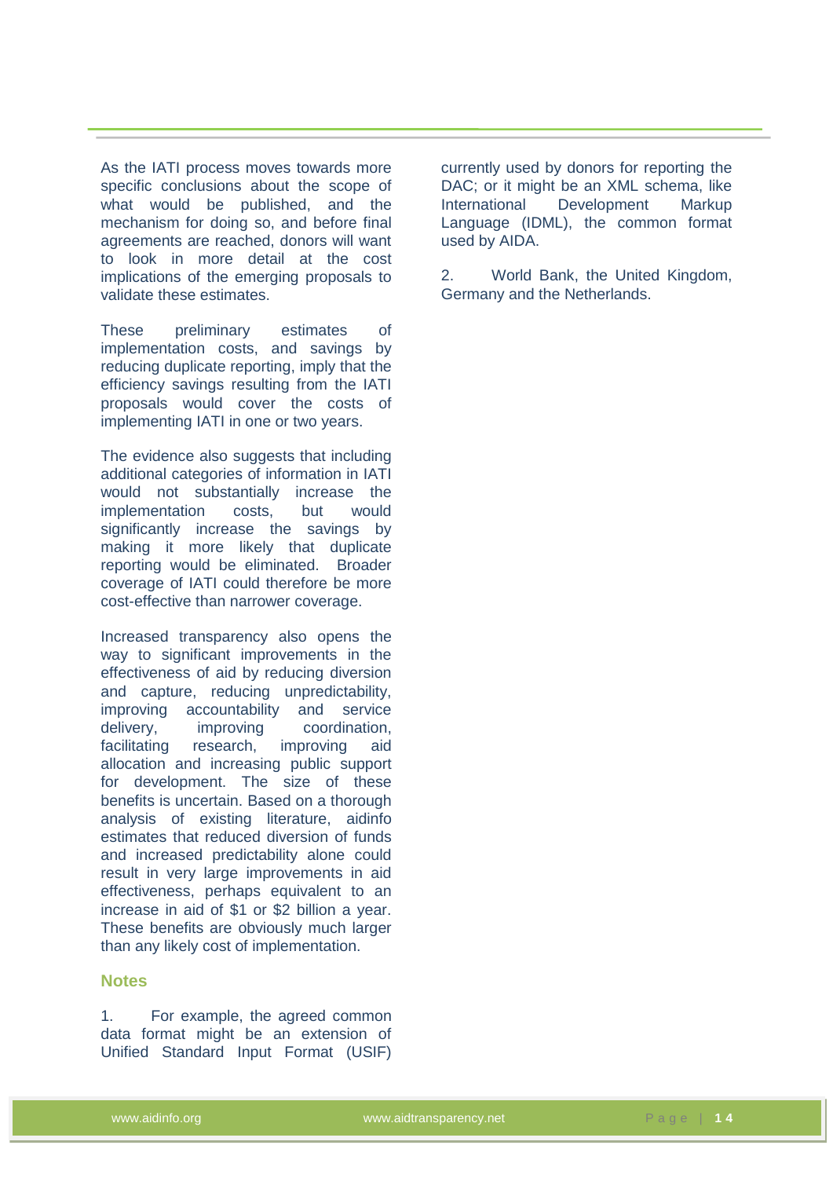As the IATI process moves towards more specific conclusions about the scope of what would be published, and the mechanism for doing so, and before final agreements are reached, donors will want to look in more detail at the cost implications of the emerging proposals to validate these estimates.

These preliminary estimates of implementation costs, and savings by reducing duplicate reporting, imply that the efficiency savings resulting from the IATI proposals would cover the costs of implementing IATI in one or two years.

The evidence also suggests that including additional categories of information in IATI would not substantially increase the implementation costs, but would significantly increase the savings by making it more likely that duplicate reporting would be eliminated. Broader coverage of IATI could therefore be more cost-effective than narrower coverage.

Increased transparency also opens the way to significant improvements in the effectiveness of aid by reducing diversion and capture, reducing unpredictability, improving accountability and service delivery, improving coordination, facilitating research, improving aid allocation and increasing public support for development. The size of these benefits is uncertain. Based on a thorough analysis of existing literature, aidinfo estimates that reduced diversion of funds and increased predictability alone could result in very large improvements in aid effectiveness, perhaps equivalent to an increase in aid of $1 or $2 billion a year. These benefits are obviously much larger than any likely cost of implementation.

### Notes

1. For example, the agreed common data format might be an extension of Unified Standard Input Format (USIF) currently used by donors for reporting the DAC; or it might be an XML schema, like International Development Markup Language (IDML), the common format used by AIDA.

2. World Bank, the United Kingdom, Germany and the Netherlands.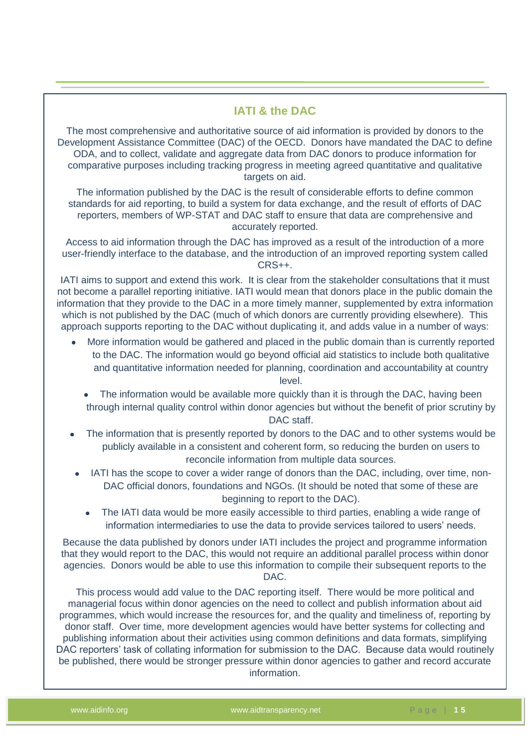## IATI & the DAC

The most comprehensive and authoritative source of aid information is provided by donors to the Development Assistance Committee (DAC) of the OECD. Donors have mandated the DAC to define ODA, and to collect, validate and aggregate data from DAC donors to produce information for comparative purposes including tracking progress in meeting agreed quantitative and qualitative targets on aid.

The information published by the DAC is the result of considerable efforts to define common standards for aid reporting, to build a system for data exchange, and the result of efforts of DAC reporters, members of WP-STAT and DAC staff to ensure that data are comprehensive and accurately reported.

Access to aid information through the DAC has improved as a result of the introduction of a more user-friendly interface to the database, and the introduction of an improved reporting system called CRS++.

IATI aims to support and extend this work. It is clear from the stakeholder consultations that it must not become a parallel reporting initiative. IATI would mean that donors place in the public domain the information that they provide to the DAC in a more timely manner, supplemented by extra information which is not published by the DAC (much of which donors are currently providing elsewhere). This approach supports reporting to the DAC without duplicating it, and adds value in a number of ways:

- More information would be gathered and placed in the public domain than is currently reported to the DAC. The information would go beyond official aid statistics to include both qualitative and quantitative information needed for planning, coordination and accountability at country level.
- The information would be available more quickly than it is through the DAC, having been through internal quality control within donor agencies but without the benefit of prior scrutiny by DAC staff.
- The information that is presently reported by donors to the DAC and to other systems would be publicly available in a consistent and coherent form, so reducing the burden on users to reconcile information from multiple data sources.
- IATI has the scope to cover a wider range of donors than the DAC, including, over time, non-DAC official donors, foundations and NGOs. (It should be noted that some of these are beginning to report to the DAC).
- The IATI data would be more easily accessible to third parties, enabling a wide range of information intermediaries to use the data to provide services tailored to users' needs.

Because the data published by donors under IATI includes the project and programme information that they would report to the DAC, this would not require an additional parallel process within donor agencies. Donors would be able to use this information to compile their subsequent reports to the DAC.

This process would add value to the DAC reporting itself. There would be more political and managerial focus within donor agencies on the need to collect and publish information about aid programmes, which would increase the resources for, and the quality and timeliness of, reporting by donor staff. Over time, more development agencies would have better systems for collecting and publishing information about their activities using common definitions and data formats, simplifying DAC reporters' task of collating information for submission to the DAC. Because data would routinely be published, there would be stronger pressure within donor agencies to gather and record accurate information.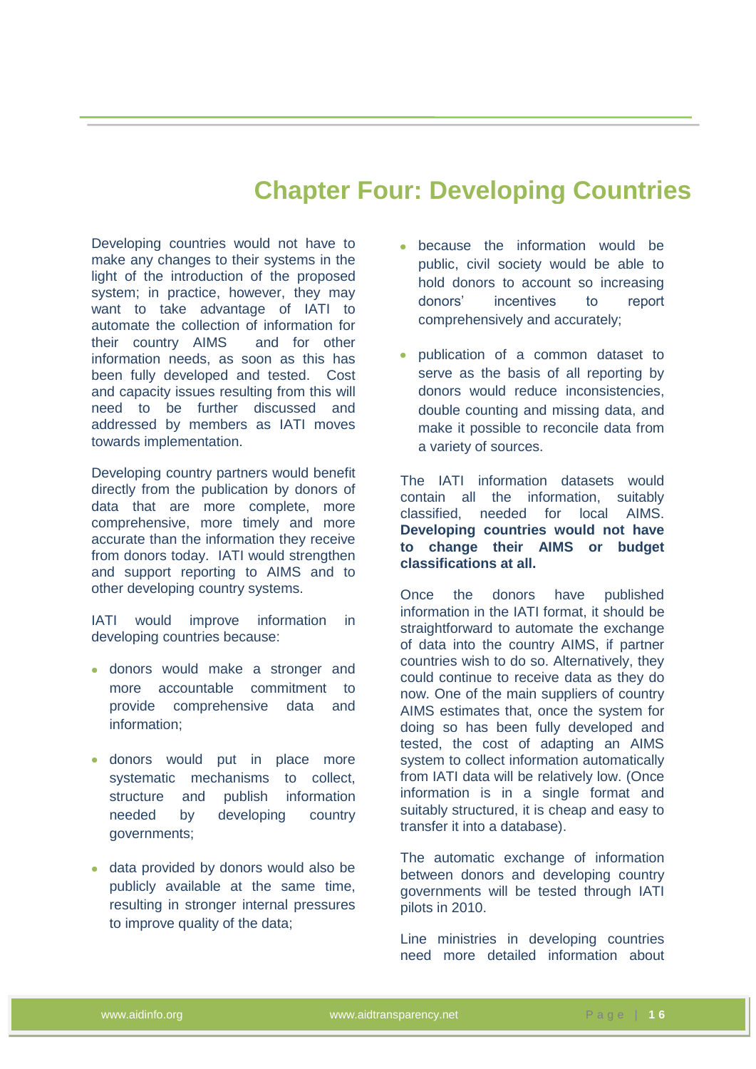# Chapter Four: Developing Countries

Developing countries would not have to make any changes to their systems in the light of the introduction of the proposed system; in practice, however, they may want to take advantage of IATI to automate the collection of information for their country AIMS and for other information needs, as soon as this has been fully developed and tested. Cost and capacity issues resulting from this will need to be further discussed and addressed by members as IATI moves towards implementation.

Developing country partners would benefit directly from the publication by donors of data that are more complete, more comprehensive, more timely and more accurate than the information they receive from donors today. IATI would strengthen and support reporting to AIMS and to other developing country systems.

IATI would improve information in developing countries because:

- donors would make a stronger and more accountable commitment to provide comprehensive data and information;
- donors would put in place more systematic mechanisms to collect, structure and publish information needed by developing country governments;
- data provided by donors would also be publicly available at the same time, resulting in stronger internal pressures to improve quality of the data;
- because the information would be public, civil society would be able to hold donors to account so increasing donors' incentives to report comprehensively and accurately;
- publication of a common dataset to serve as the basis of all reporting by donors would reduce inconsistencies, double counting and missing data, and make it possible to reconcile data from a variety of sources.

The IATI information datasets would contain all the information, suitably classified, needed for local AIMS. **Developing countries would not have to change their AIMS or budget classifications at all.**

Once the donors have published information in the IATI format, it should be straightforward to automate the exchange of data into the country AIMS, if partner countries wish to do so. Alternatively, they could continue to receive data as they do now. One of the main suppliers of country AIMS estimates that, once the system for doing so has been fully developed and tested, the cost of adapting an AIMS system to collect information automatically from IATI data will be relatively low. (Once information is in a single format and suitably structured, it is cheap and easy to transfer it into a database).

The automatic exchange of information between donors and developing country governments will be tested through IATI pilots in 2010.

Line ministries in developing countries need more detailed information about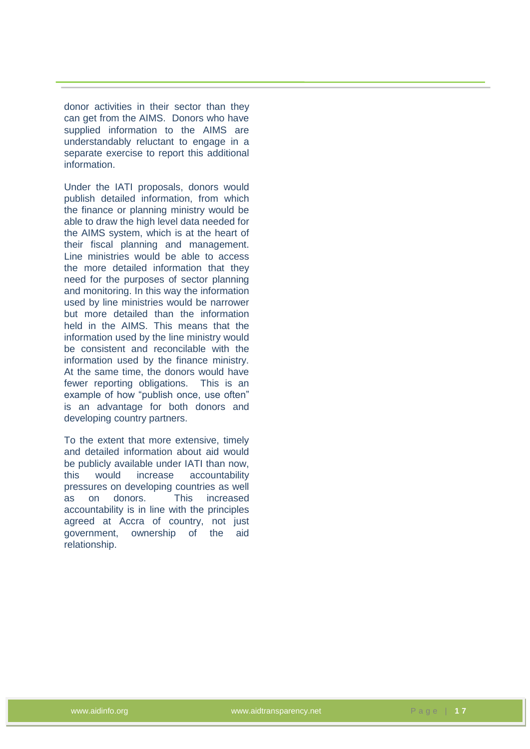donor activities in their sector than they can get from the AIMS. Donors who have supplied information to the AIMS are understandably reluctant to engage in a separate exercise to report this additional information.

Under the IATI proposals, donors would publish detailed information, from which the finance or planning ministry would be able to draw the high level data needed for the AIMS system, which is at the heart of their fiscal planning and management. Line ministries would be able to access the more detailed information that they need for the purposes of sector planning and monitoring. In this way the information used by line ministries would be narrower but more detailed than the information held in the AIMS. This means that the information used by the line ministry would be consistent and reconcilable with the information used by the finance ministry. At the same time, the donors would have fewer reporting obligations. This is an example of how "publish once, use often" is an advantage for both donors and developing country partners.

To the extent that more extensive, timely and detailed information about aid would be publicly available under IATI than now, this would increase accountability pressures on developing countries as well as on donors. This increased accountability is in line with the principles agreed at Accra of country, not just government, ownership of the aid relationship.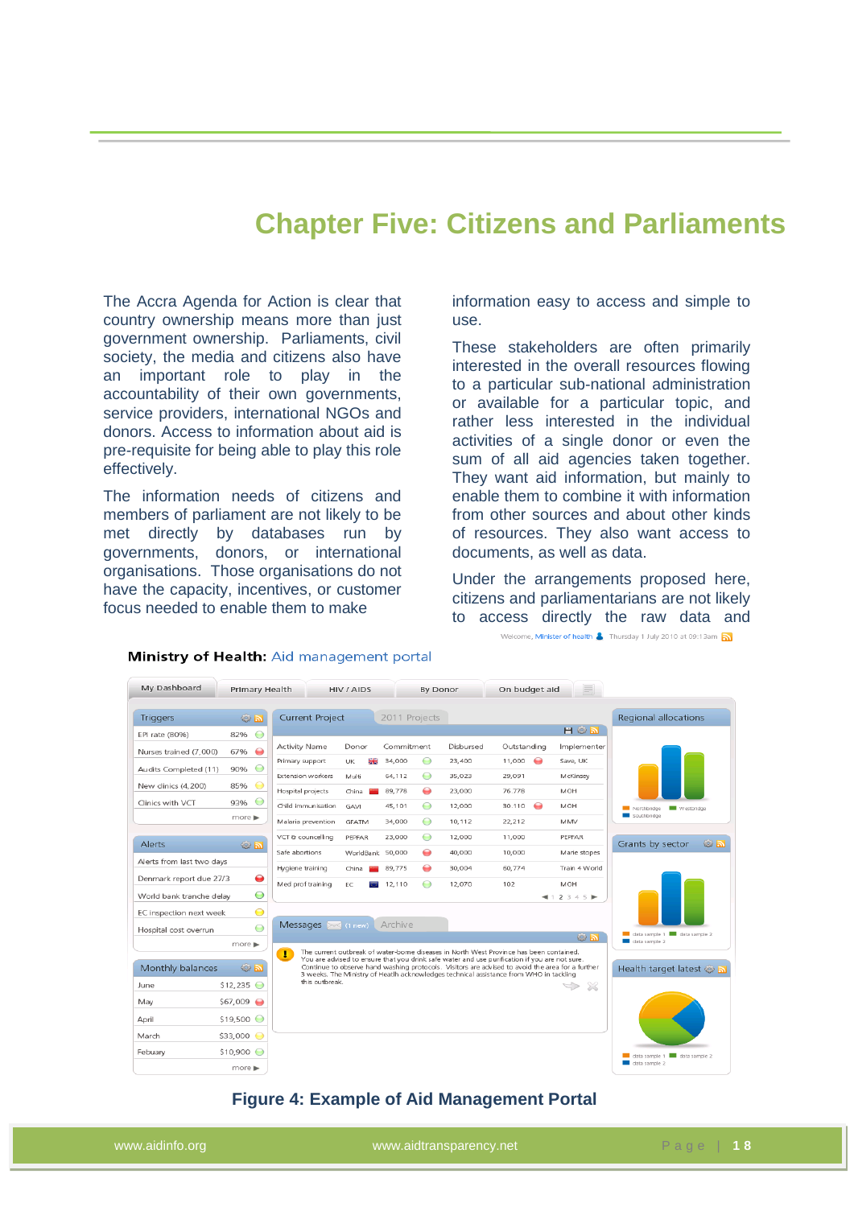# Chapter Five: Citizens and Parliaments

The Accra Agenda for Action is clear that country ownership means more than just government ownership. Parliaments, civil society, the media and citizens also have an important role to play in the accountability of their own governments, service providers, international NGOs and donors. Access to information about aid is pre-requisite for being able to play this role effectively.

The information needs of citizens and members of parliament are not likely to be met directly by databases run by governments, donors, or international organisations. Those organisations do not have the capacity, incentives, or customer focus needed to enable them to make information easy to access and simple to use.

These stakeholders are often primarily interested in the overall resources flowing to a particular sub-national administration or available for a particular topic, and rather less interested in the individual activities of a single donor or even the sum of all aid agencies taken together. They want aid information, but mainly to enable them to combine it with information from other sources and about other kinds of resources. They also want access to documents, as well as data.

Under the arrangements proposed here, citizens and parliamentarians are not likely to access directly the raw data and

**Figure 4: Example of Aid Management Portal**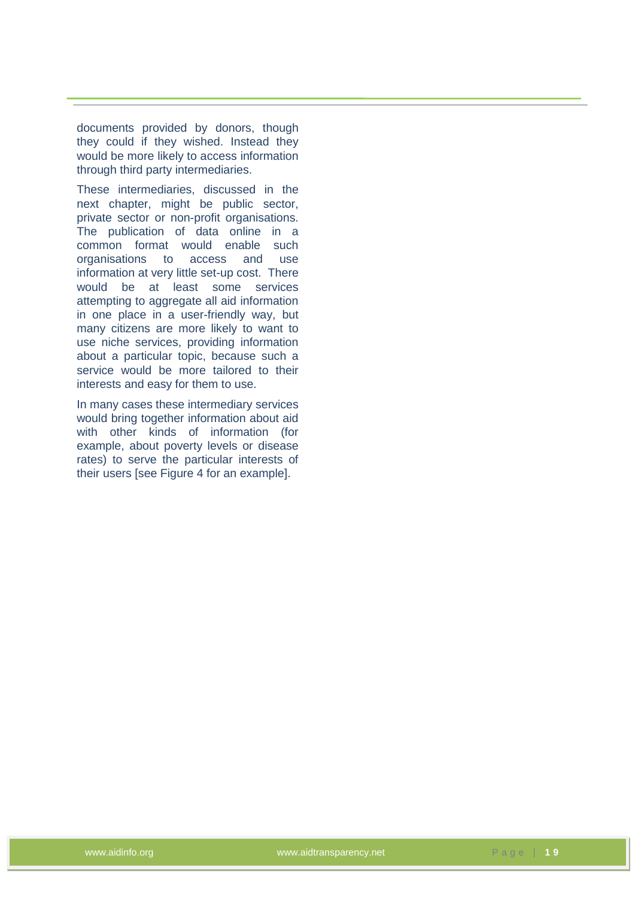documents provided by donors, though they could if they wished. Instead they would be more likely to access information through third party intermediaries.

These intermediaries, discussed in the next chapter, might be public sector, private sector or non-profit organisations. The publication of data online in a common format would enable such organisations to access and use information at very little set-up cost. There would be at least some services attempting to aggregate all aid information in one place in a user-friendly way, but many citizens are more likely to want to use niche services, providing information about a particular topic, because such a service would be more tailored to their interests and easy for them to use.

In many cases these intermediary services would bring together information about aid with other kinds of information (for example, about poverty levels or disease rates) to serve the particular interests of their users [see Figure 4 for an example].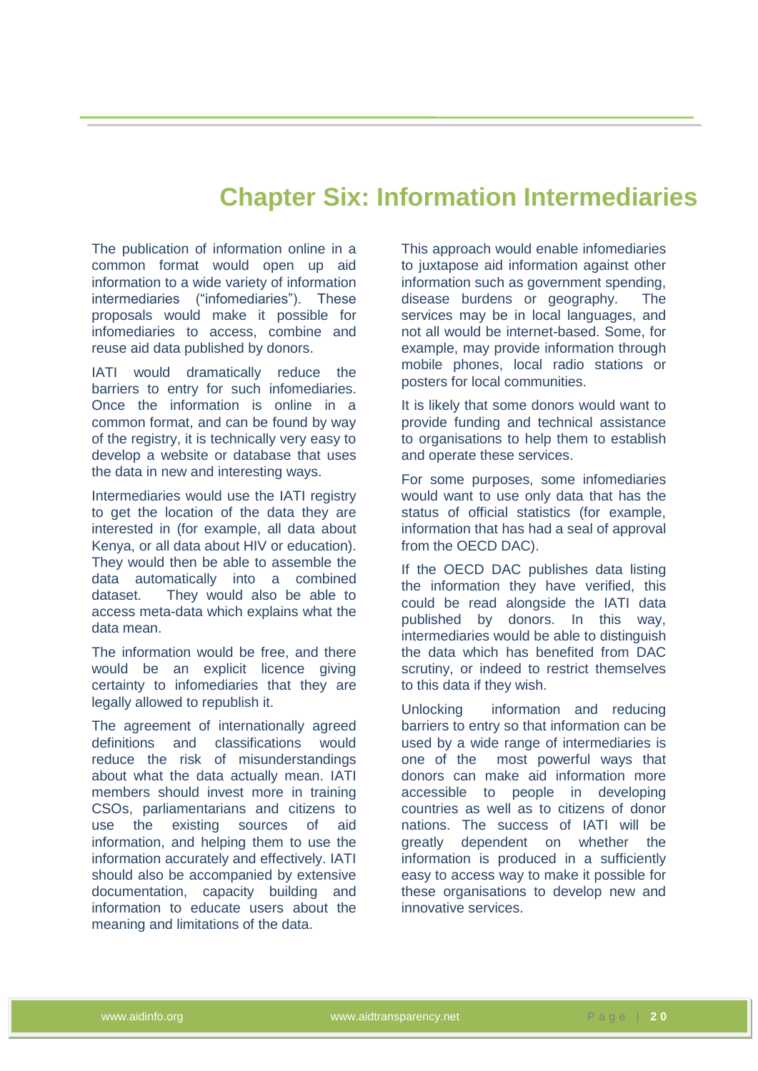# Chapter Six: Information Intermediaries

The publication of information online in a common format would open up aid information to a wide variety of information intermediaries ("infomediaries"). These proposals would make it possible for infomediaries to access, combine and reuse aid data published by donors.

IATI would dramatically reduce the barriers to entry for such infomediaries. Once the information is online in a common format, and can be found by way of the registry, it is technically very easy to develop a website or database that uses the data in new and interesting ways.

Intermediaries would use the IATI registry to get the location of the data they are interested in (for example, all data about Kenya, or all data about HIV or education). They would then be able to assemble the data automatically into a combined dataset. They would also be able to access meta-data which explains what the data mean.

The information would be free, and there would be an explicit licence giving certainty to infomediaries that they are legally allowed to republish it.

The agreement of internationally agreed definitions and classifications would reduce the risk of misunderstandings about what the data actually mean. IATI members should invest more in training CSOs, parliamentarians and citizens to use the existing sources of aid information, and helping them to use the information accurately and effectively. IATI should also be accompanied by extensive documentation, capacity building and information to educate users about the meaning and limitations of the data.

This approach would enable infomediaries to juxtapose aid information against other information such as government spending, disease burdens or geography. The services may be in local languages, and not all would be internet-based. Some, for example, may provide information through mobile phones, local radio stations or posters for local communities.

It is likely that some donors would want to provide funding and technical assistance to organisations to help them to establish and operate these services.

For some purposes, some infomediaries would want to use only data that has the status of official statistics (for example, information that has had a seal of approval from the OECD DAC).

If the OECD DAC publishes data listing the information they have verified, this could be read alongside the IATI data published by donors. In this way, intermediaries would be able to distinguish the data which has benefited from DAC scrutiny, or indeed to restrict themselves to this data if they wish.

Unlocking information and reducing barriers to entry so that information can be used by a wide range of intermediaries is one of the most powerful ways that donors can make aid information more accessible to people in developing countries as well as to citizens of donor nations. The success of IATI will be greatly dependent on whether the information is produced in a sufficiently easy to access way to make it possible for these organisations to develop new and innovative services.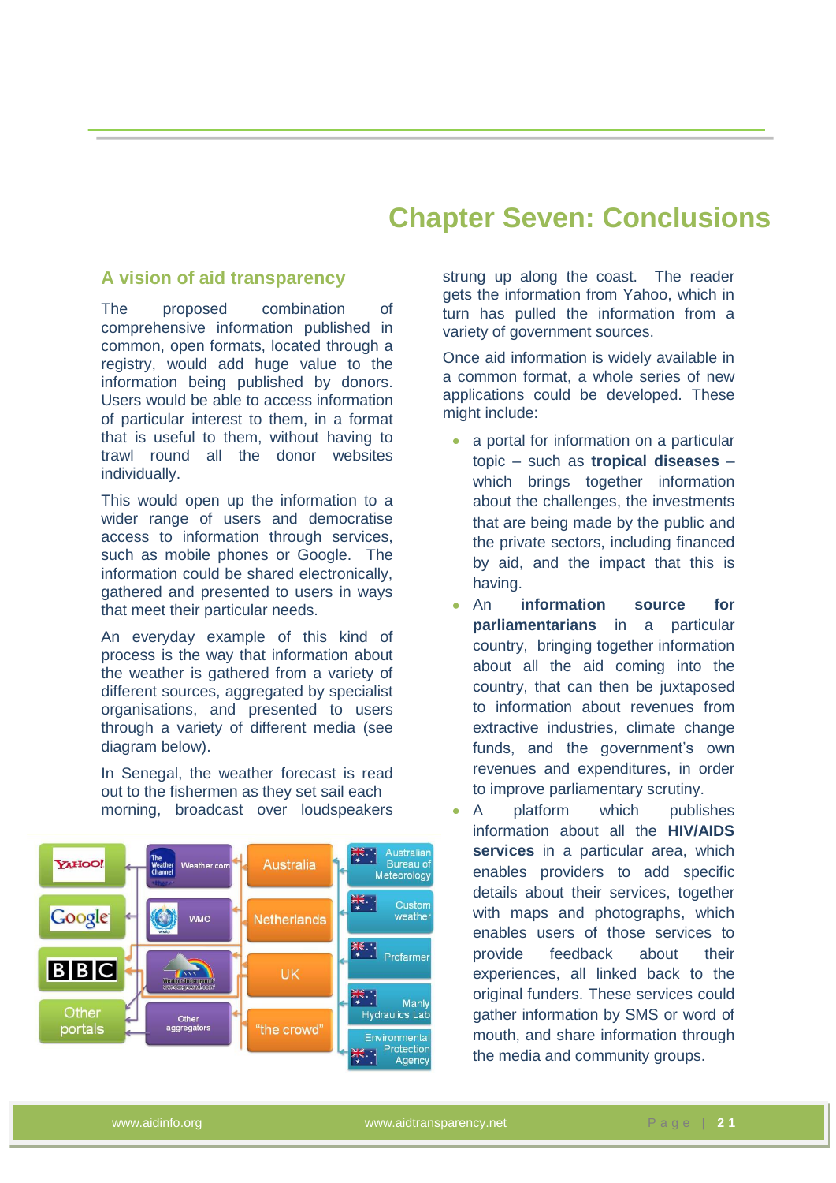# Chapter Seven: Conclusions

## A vision of aid transparency

The proposed combination of comprehensive information published in common, open formats, located through a registry, would add huge value to the information being published by donors. Users would be able to access information of particular interest to them, in a format that is useful to them, without having to trawl round all the donor websites individually.

This would open up the information to a wider range of users and democratise access to information through services, such as mobile phones or Google. The information could be shared electronically, gathered and presented to users in ways that meet their particular needs.

An everyday example of this kind of process is the way that information about the weather is gathered from a variety of different sources, aggregated by specialist organisations, and presented to users through a variety of different media (see diagram below).

In Senegal, the weather forecast is read out to the fishermen as they set sail each morning, broadcast over loudspeakers strung up along the coast. The reader gets the information from Yahoo, which in turn has pulled the information from a variety of government sources.

Once aid information is widely available in a common format, a whole series of new applications could be developed. These might include:

- a portal for information on a particular topic – such as **tropical diseases** – which brings together information about the challenges, the investments that are being made by the public and the private sectors, including financed by aid, and the impact that this is having.
- An **information source for parliamentarians** in a particular country, bringing together information about all the aid coming into the country, that can then be juxtaposed to information about revenues from extractive industries, climate change funds, and the government's own revenues and expenditures, in order to improve parliamentary scrutiny.
- A platform which publishes information about all the **HIV/AIDS services** in a particular area, which enables providers to add specific details about their services, together with maps and photographs, which enables users of those services to provide feedback about their experiences, all linked back to the original funders. These services could gather information by SMS or word of mouth, and share information through the media and community groups.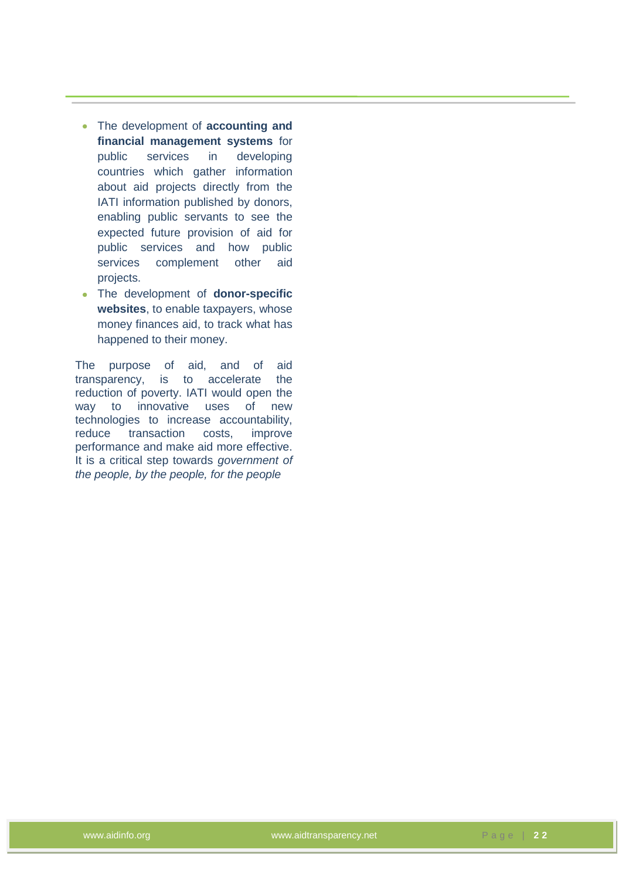- The development of **accounting and financial management systems** for public services in developing countries which gather information about aid projects directly from the IATI information published by donors, enabling public servants to see the expected future provision of aid for public services and how public services complement other aid projects.
- The development of **donor-specific websites**, to enable taxpayers, whose money finances aid, to track what has happened to their money.

The purpose of aid, and of aid transparency, is to accelerate the reduction of poverty. IATI would open the way to innovative uses of new technologies to increase accountability, reduce transaction costs, improve performance and make aid more effective. It is a critical step towards *government of the people, by the people, for the people*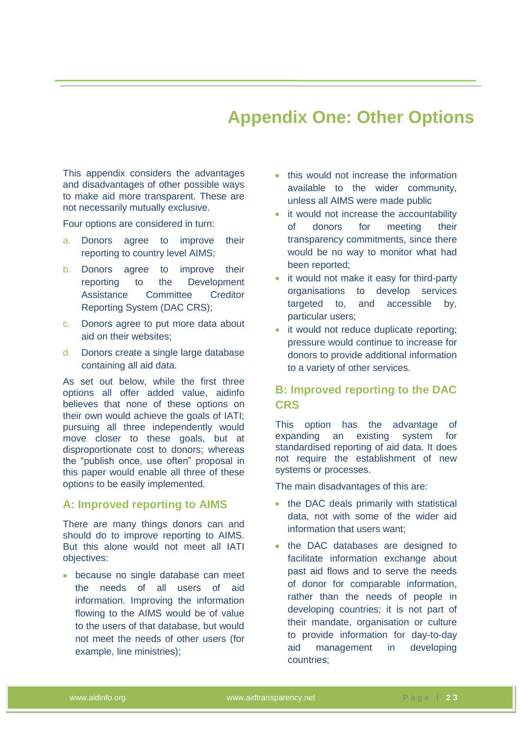# Appendix One: Other Options

This appendix considers the advantages and disadvantages of other possible ways to make aid more transparent. These are not necessarily mutually exclusive.

Four options are considered in turn:

a. Donors agree to improve their reporting to country level AIMS;

b. Donors agree to improve their reporting to the Development Assistance Committee Creditor Reporting System (DAC CRS);

c. Donors agree to put more data about aid on their websites;

d. Donors create a single large database containing all aid data.

As set out below, while the first three options all offer added value, aidinfo believes that none of these options on their own would achieve the goals of IATI; pursuing all three independently would move closer to these goals, but at disproportionate cost to donors; whereas the "publish once, use often" proposal in this paper would enable all three of these options to be easily implemented.

## A: Improved reporting to AIMS

There are many things donors can and should do to improve reporting to AIMS. But this alone would not meet all IATI objectives:

- because no single database can meet the needs of all users of aid information. Improving the information flowing to the AIMS would be of value to the users of that database, but would not meet the needs of other users (for example, line ministries);
- this would not increase the information available to the wider community, unless all AIMS were made public
- it would not increase the accountability of donors for meeting their transparency commitments, since there would be no way to monitor what had been reported;
- it would not make it easy for third-party organisations to develop services targeted to, and accessible by, particular users;
- it would not reduce duplicate reporting; pressure would continue to increase for donors to provide additional information to a variety of other services.

## B: Improved reporting to the DAC CRS

This option has the advantage of expanding an existing system for standardised reporting of aid data. It does not require the establishment of new systems or processes.

The main disadvantages of this are:

- the DAC deals primarily with statistical data, not with some of the wider aid information that users want;
- the DAC databases are designed to facilitate information exchange about past aid flows and to serve the needs of donor for comparable information, rather than the needs of people in developing countries; it is not part of their mandate, organisation or culture to provide information for day-to-day aid management in developing countries;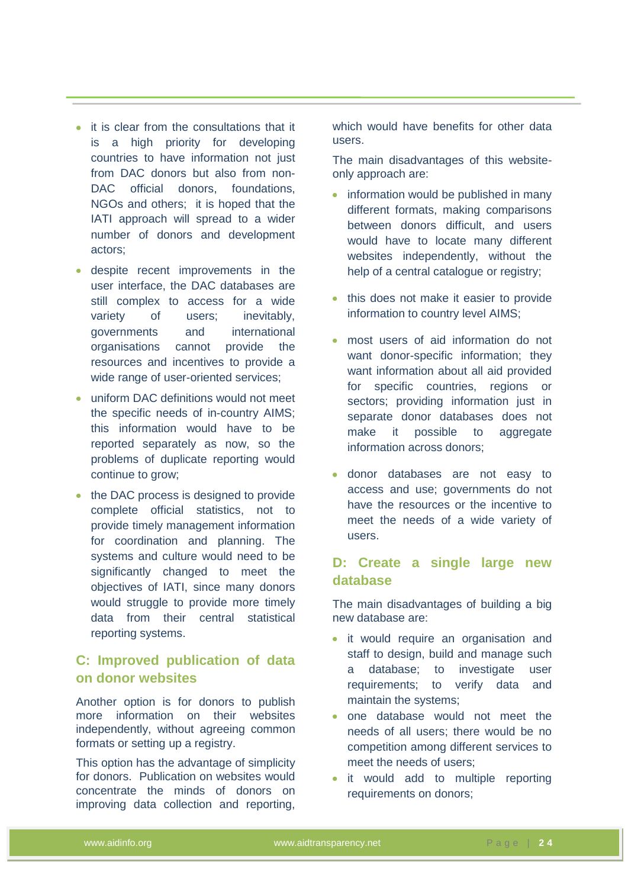- it is clear from the consultations that it is a high priority for developing countries to have information not just from DAC donors but also from non-DAC official donors, foundations, NGOs and others; it is hoped that the IATI approach will spread to a wider number of donors and development actors;
- despite recent improvements in the user interface, the DAC databases are still complex to access for a wide variety of users; inevitably, governments and international organisations cannot provide the resources and incentives to provide a wide range of user-oriented services;
- uniform DAC definitions would not meet the specific needs of in-country AIMS; this information would have to be reported separately as now, so the problems of duplicate reporting would continue to grow;
- the DAC process is designed to provide complete official statistics, not to provide timely management information for coordination and planning. The systems and culture would need to be significantly changed to meet the objectives of IATI, since many donors would struggle to provide more timely data from their central statistical reporting systems.

## C: Improved publication of data on donor websites

Another option is for donors to publish more information on their websites independently, without agreeing common formats or setting up a registry.

This option has the advantage of simplicity for donors. Publication on websites would concentrate the minds of donors on improving data collection and reporting, which would have benefits for other data users.

The main disadvantages of this website-only approach are:

- information would be published in many different formats, making comparisons between donors difficult, and users would have to locate many different websites independently, without the help of a central catalogue or registry;
- this does not make it easier to provide information to country level AIMS;
- most users of aid information do not want donor-specific information; they want information about all aid provided for specific countries, regions or sectors; providing information just in separate donor databases does not make it possible to aggregate information across donors;
- donor databases are not easy to access and use; governments do not have the resources or the incentive to meet the needs of a wide variety of users.

## D: Create a single large new database

The main disadvantages of building a big new database are:

- it would require an organisation and staff to design, build and manage such a database; to investigate user requirements; to verify data and maintain the systems;
- one database would not meet the needs of all users; there would be no competition among different services to meet the needs of users;
- it would add to multiple reporting requirements on donors;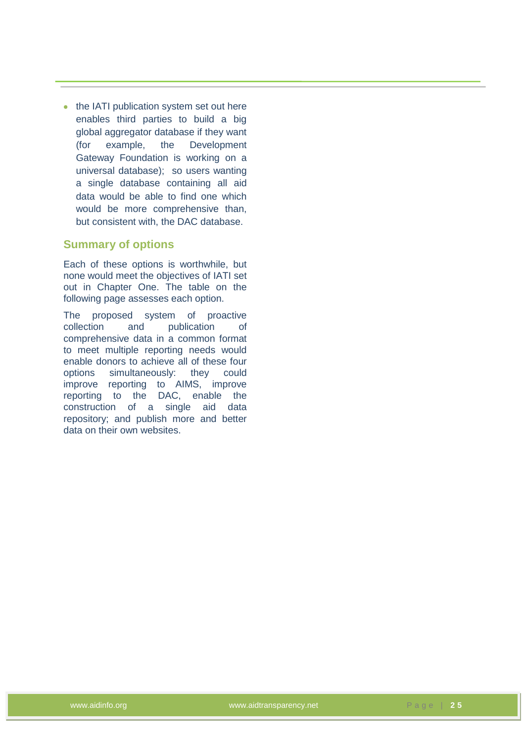- the IATI publication system set out here enables third parties to build a big global aggregator database if they want (for example, the Development Gateway Foundation is working on a universal database); so users wanting a single database containing all aid data would be able to find one which would be more comprehensive than, but consistent with, the DAC database.

## Summary of options

Each of these options is worthwhile, but none would meet the objectives of IATI set out in Chapter One. The table on the following page assesses each option.

The proposed system of proactive collection and publication of comprehensive data in a common format to meet multiple reporting needs would enable donors to achieve all of these four options simultaneously: they could improve reporting to AIMS, improve reporting to the DAC, enable the construction of a single aid data repository; and publish more and better data on their own websites.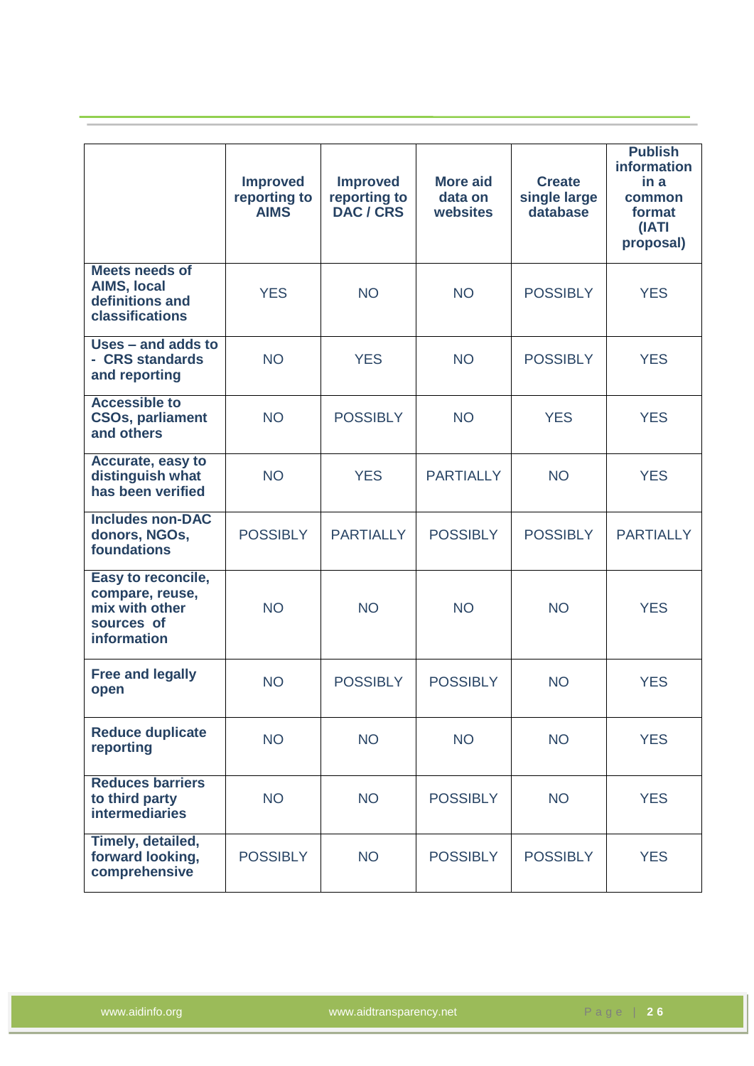| | Improved reporting to AIMS | Improved reporting to DAC / CRS | More aid data on websites | Create single large database | Publish information in a common format (IATI proposal) |
|---|---|---|---|---|---|
| **Meets needs of AIMS, local definitions and classifications** | YES | NO | NO | POSSIBLY | YES |
| **Uses – and adds to - CRS standards and reporting** | NO | YES | NO | POSSIBLY | YES |
| **Accessible to CSOs, parliament and others** | NO | POSSIBLY | NO | YES | YES |
| **Accurate, easy to distinguish what has been verified** | NO | YES | PARTIALLY | NO | YES |
| **Includes non-DAC donors, NGOs, foundations** | POSSIBLY | PARTIALLY | POSSIBLY | POSSIBLY | PARTIALLY |
| **Easy to reconcile, compare, reuse, mix with other sources of information** | NO | NO | NO | NO | YES |
| **Free and legally open** | NO | POSSIBLY | POSSIBLY | NO | YES |
| **Reduce duplicate reporting** | NO | NO | NO | NO | YES |
| **Reduces barriers to third party intermediaries** | NO | NO | POSSIBLY | NO | YES |
| **Timely, detailed, forward looking, comprehensive** | POSSIBLY | NO | POSSIBLY | POSSIBLY | YES |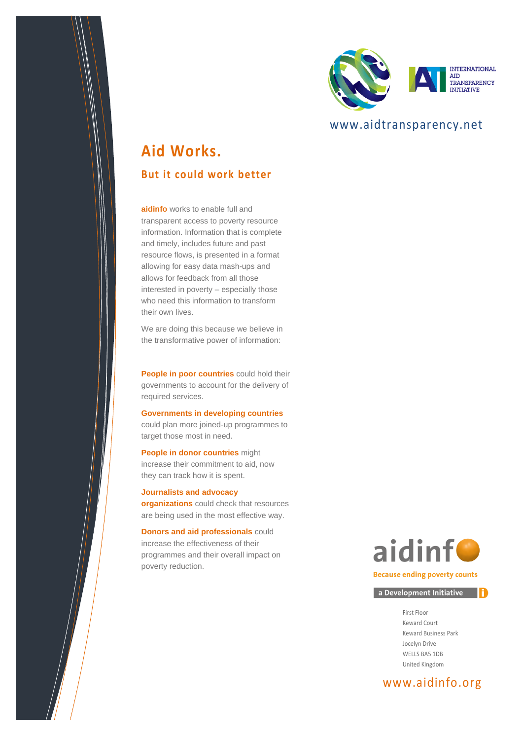INTERNATIONAL AID TRANSPARENCY INITIATIVE

www.aidtransparency.net

# Aid Works.

## But it could work better

**aidinfo** works to enable full and transparent access to poverty resource information. Information that is complete and timely, includes future and past resource flows, is presented in a format allowing for easy data mash-ups and allows for feedback from all those interested in poverty – especially those who need this information to transform their own lives.

We are doing this because we believe in the transformative power of information:

**People in poor countries** could hold their governments to account for the delivery of required services.

**Governments in developing countries** could plan more joined-up programmes to target those most in need.

**People in donor countries** might increase their commitment to aid, now they can track how it is spent.

**Journalists and advocacy organizations** could check that resources are being used in the most effective way.

**Donors and aid professionals** could increase the effectiveness of their programmes and their overall impact on poverty reduction.

aidinfo

Because ending poverty counts

a Development Initiative

First Floor
Keward Court
Keward Business Park
Jocelyn Drive
WELLS BA5 1DB
United Kingdom

www.aidinfo.org